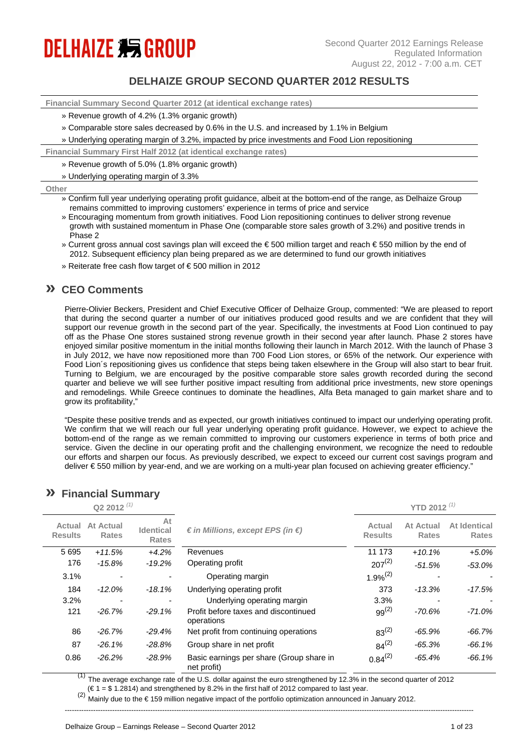# DELHAIZE GROUP

Second Quarter 2012 Earnings Release
Regulated Information
August 22, 2012 - 7:00 a.m. CET

## DELHAIZE GROUP SECOND QUARTER 2012 RESULTS

**Financial Summary Second Quarter 2012 (at identical exchange rates)**

- » Revenue growth of 4.2% (1.3% organic growth)
- » Comparable store sales decreased by 0.6% in the U.S. and increased by 1.1% in Belgium
- » Underlying operating margin of 3.2%, impacted by price investments and Food Lion repositioning

**Financial Summary First Half 2012 (at identical exchange rates)**

- » Revenue growth of 5.0% (1.8% organic growth)
- » Underlying operating margin of 3.3%

**Other**

- » Confirm full year underlying operating profit guidance, albeit at the bottom-end of the range, as Delhaize Group remains committed to improving customers' experience in terms of price and service
- » Encouraging momentum from growth initiatives. Food Lion repositioning continues to deliver strong revenue growth with sustained momentum in Phase One (comparable store sales growth of 3.2%) and positive trends in Phase 2
- » Current gross annual cost savings plan will exceed the € 500 million target and reach € 550 million by the end of 2012. Subsequent efficiency plan being prepared as we are determined to fund our growth initiatives
- » Reiterate free cash flow target of € 500 million in 2012

## » CEO Comments

Pierre-Olivier Beckers, President and Chief Executive Officer of Delhaize Group, commented: "We are pleased to report that during the second quarter a number of our initiatives produced good results and we are confident that they will support our revenue growth in the second part of the year. Specifically, the investments at Food Lion continued to pay off as the Phase One stores sustained strong revenue growth in their second year after launch. Phase 2 stores have enjoyed similar positive momentum in the initial months following their launch in March 2012. With the launch of Phase 3 in July 2012, we have now repositioned more than 700 Food Lion stores, or 65% of the network. Our experience with Food Lion´s repositioning gives us confidence that steps being taken elsewhere in the Group will also start to bear fruit. Turning to Belgium, we are encouraged by the positive comparable store sales growth recorded during the second quarter and believe we will see further positive impact resulting from additional price investments, new store openings and remodelings. While Greece continues to dominate the headlines, Alfa Beta managed to gain market share and to grow its profitability,"

"Despite these positive trends and as expected, our growth initiatives continued to impact our underlying operating profit. We confirm that we will reach our full year underlying operating profit guidance. However, we expect to achieve the bottom-end of the range as we remain committed to improving our customers experience in terms of both price and service. Given the decline in our operating profit and the challenging environment, we recognize the need to redouble our efforts and sharpen our focus. As previously described, we expect to exceed our current cost savings program and deliver € 550 million by year-end, and we are working on a multi-year plan focused on achieving greater efficiency."

## » Financial Summary

| Q2 2012 [(1)] | | | | YTD 2012 [(1)] | | |
|---|---|---|---|---|---|---|
| Actual Results | At Actual Rates | At Identical Rates | *€ in Millions, except EPS (in €)* | Actual Results | At Actual Rates | At Identical Rates |
| 5 695 | *+11.5%* | *+4.2%* | Revenues | 11 173 | *+10.1%* | *+5.0%* |
| 176 | *-15.8%* | *-19.2%* | Operating profit | 207[(2)] | *-51.5%* | *-53.0%* |
| 3.1% | - | - | Operating margin | 1.9%[(2)] | - | - |
| 184 | *-12.0%* | *-18.1%* | Underlying operating profit | 373 | *-13.3%* | *-17.5%* |
| 3.2% | - | - | Underlying operating margin | 3.3% | - | - |
| 121 | *-26.7%* | *-29.1%* | Profit before taxes and discontinued operations | 99[(2)] | *-70.6%* | *-71.0%* |
| 86 | *-26.7%* | *-29.4%* | Net profit from continuing operations | 83[(2)] | *-65.9%* | *-66.7%* |
| 87 | *-26.1%* | *-28.8%* | Group share in net profit | 84[(2)] | *-65.3%* | *-66.1%* |
| 0.86 | *-26.2%* | *-28.9%* | Basic earnings per share (Group share in net profit) | 0.84[(2)] | *-65.4%* | *-66.1%* |

(1) The average exchange rate of the U.S. dollar against the euro strengthened by 12.3% in the second quarter of 2012 (€ 1 = $ 1.2814) and strengthened by 8.2% in the first half of 2012 compared to last year.

(2) Mainly due to the € 159 million negative impact of the portfolio optimization announced in January 2012.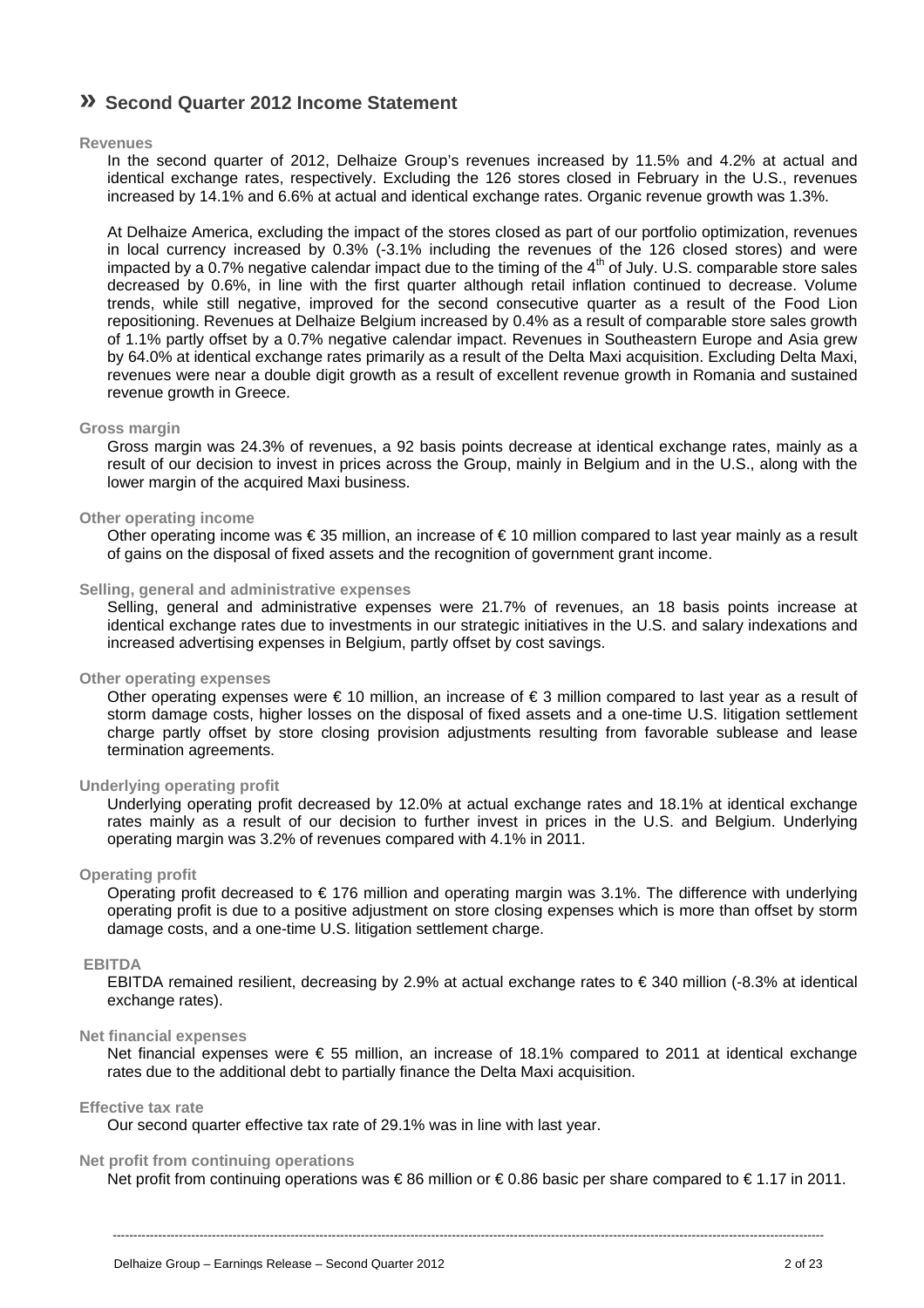# » Second Quarter 2012 Income Statement

### Revenues

In the second quarter of 2012, Delhaize Group's revenues increased by 11.5% and 4.2% at actual and identical exchange rates, respectively. Excluding the 126 stores closed in February in the U.S., revenues increased by 14.1% and 6.6% at actual and identical exchange rates. Organic revenue growth was 1.3%.

At Delhaize America, excluding the impact of the stores closed as part of our portfolio optimization, revenues in local currency increased by 0.3% (-3.1% including the revenues of the 126 closed stores) and were impacted by a 0.7% negative calendar impact due to the timing of the 4th of July. U.S. comparable store sales decreased by 0.6%, in line with the first quarter although retail inflation continued to decrease. Volume trends, while still negative, improved for the second consecutive quarter as a result of the Food Lion repositioning. Revenues at Delhaize Belgium increased by 0.4% as a result of comparable store sales growth of 1.1% partly offset by a 0.7% negative calendar impact. Revenues in Southeastern Europe and Asia grew by 64.0% at identical exchange rates primarily as a result of the Delta Maxi acquisition. Excluding Delta Maxi, revenues were near a double digit growth as a result of excellent revenue growth in Romania and sustained revenue growth in Greece.

### Gross margin

Gross margin was 24.3% of revenues, a 92 basis points decrease at identical exchange rates, mainly as a result of our decision to invest in prices across the Group, mainly in Belgium and in the U.S., along with the lower margin of the acquired Maxi business.

### Other operating income

Other operating income was € 35 million, an increase of € 10 million compared to last year mainly as a result of gains on the disposal of fixed assets and the recognition of government grant income.

### Selling, general and administrative expenses

Selling, general and administrative expenses were 21.7% of revenues, an 18 basis points increase at identical exchange rates due to investments in our strategic initiatives in the U.S. and salary indexations and increased advertising expenses in Belgium, partly offset by cost savings.

### Other operating expenses

Other operating expenses were € 10 million, an increase of € 3 million compared to last year as a result of storm damage costs, higher losses on the disposal of fixed assets and a one-time U.S. litigation settlement charge partly offset by store closing provision adjustments resulting from favorable sublease and lease termination agreements.

### Underlying operating profit

Underlying operating profit decreased by 12.0% at actual exchange rates and 18.1% at identical exchange rates mainly as a result of our decision to further invest in prices in the U.S. and Belgium. Underlying operating margin was 3.2% of revenues compared with 4.1% in 2011.

### Operating profit

Operating profit decreased to € 176 million and operating margin was 3.1%. The difference with underlying operating profit is due to a positive adjustment on store closing expenses which is more than offset by storm damage costs, and a one-time U.S. litigation settlement charge.

### EBITDA

EBITDA remained resilient, decreasing by 2.9% at actual exchange rates to € 340 million (-8.3% at identical exchange rates).

### Net financial expenses

Net financial expenses were € 55 million, an increase of 18.1% compared to 2011 at identical exchange rates due to the additional debt to partially finance the Delta Maxi acquisition.

### Effective tax rate

Our second quarter effective tax rate of 29.1% was in line with last year.

### Net profit from continuing operations

Net profit from continuing operations was € 86 million or € 0.86 basic per share compared to € 1.17 in 2011.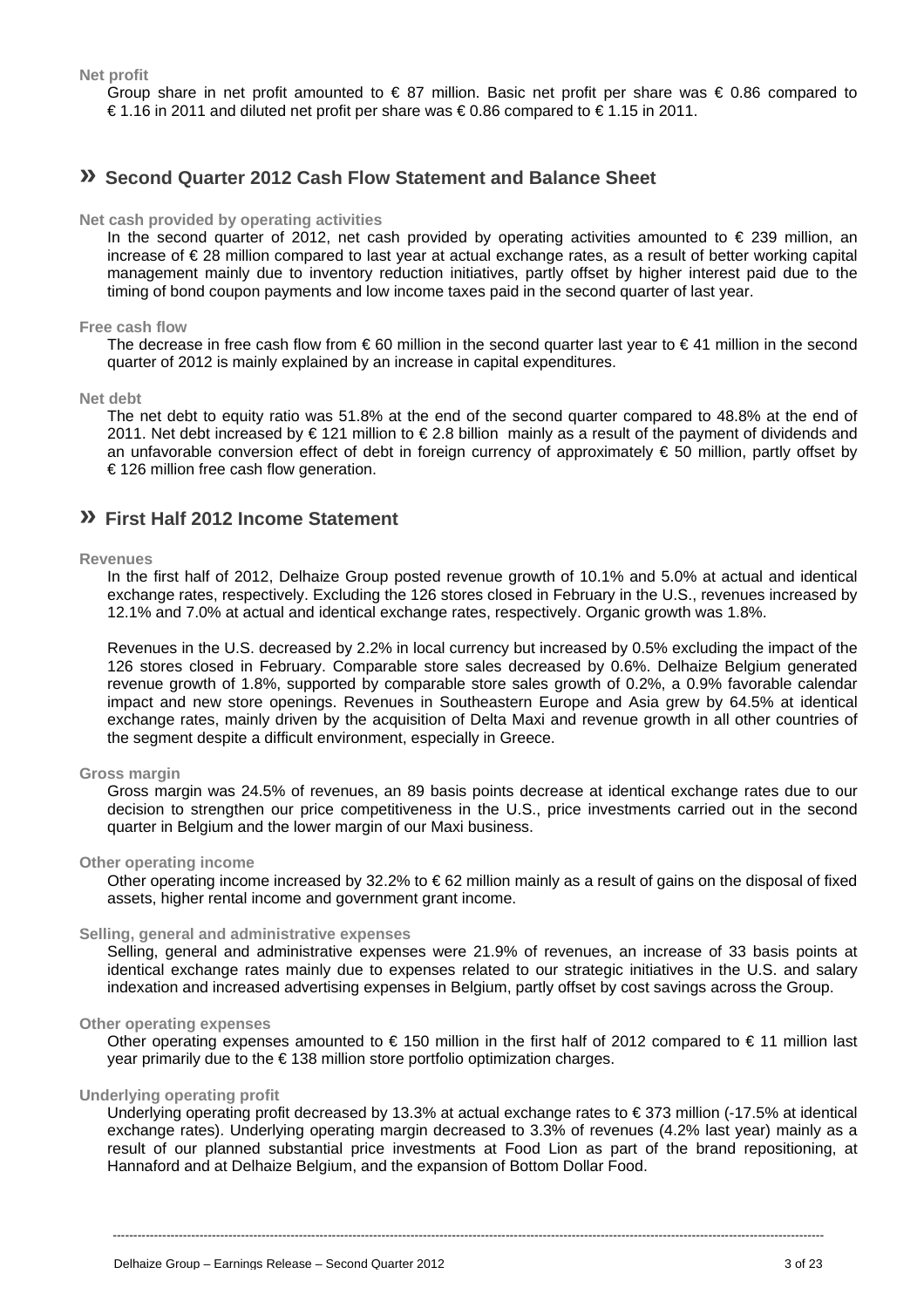**Net profit**

Group share in net profit amounted to € 87 million. Basic net profit per share was € 0.86 compared to € 1.16 in 2011 and diluted net profit per share was € 0.86 compared to € 1.15 in 2011.

## » Second Quarter 2012 Cash Flow Statement and Balance Sheet

**Net cash provided by operating activities**

In the second quarter of 2012, net cash provided by operating activities amounted to € 239 million, an increase of € 28 million compared to last year at actual exchange rates, as a result of better working capital management mainly due to inventory reduction initiatives, partly offset by higher interest paid due to the timing of bond coupon payments and low income taxes paid in the second quarter of last year.

**Free cash flow**

The decrease in free cash flow from € 60 million in the second quarter last year to € 41 million in the second quarter of 2012 is mainly explained by an increase in capital expenditures.

**Net debt**

The net debt to equity ratio was 51.8% at the end of the second quarter compared to 48.8% at the end of 2011. Net debt increased by € 121 million to € 2.8 billion mainly as a result of the payment of dividends and an unfavorable conversion effect of debt in foreign currency of approximately € 50 million, partly offset by € 126 million free cash flow generation.

## » First Half 2012 Income Statement

**Revenues**

In the first half of 2012, Delhaize Group posted revenue growth of 10.1% and 5.0% at actual and identical exchange rates, respectively. Excluding the 126 stores closed in February in the U.S., revenues increased by 12.1% and 7.0% at actual and identical exchange rates, respectively. Organic growth was 1.8%.

Revenues in the U.S. decreased by 2.2% in local currency but increased by 0.5% excluding the impact of the 126 stores closed in February. Comparable store sales decreased by 0.6%. Delhaize Belgium generated revenue growth of 1.8%, supported by comparable store sales growth of 0.2%, a 0.9% favorable calendar impact and new store openings. Revenues in Southeastern Europe and Asia grew by 64.5% at identical exchange rates, mainly driven by the acquisition of Delta Maxi and revenue growth in all other countries of the segment despite a difficult environment, especially in Greece.

**Gross margin**

Gross margin was 24.5% of revenues, an 89 basis points decrease at identical exchange rates due to our decision to strengthen our price competitiveness in the U.S., price investments carried out in the second quarter in Belgium and the lower margin of our Maxi business.

**Other operating income**

Other operating income increased by 32.2% to € 62 million mainly as a result of gains on the disposal of fixed assets, higher rental income and government grant income.

**Selling, general and administrative expenses**

Selling, general and administrative expenses were 21.9% of revenues, an increase of 33 basis points at identical exchange rates mainly due to expenses related to our strategic initiatives in the U.S. and salary indexation and increased advertising expenses in Belgium, partly offset by cost savings across the Group.

**Other operating expenses**

Other operating expenses amounted to € 150 million in the first half of 2012 compared to € 11 million last year primarily due to the € 138 million store portfolio optimization charges.

**Underlying operating profit**

Underlying operating profit decreased by 13.3% at actual exchange rates to € 373 million (-17.5% at identical exchange rates). Underlying operating margin decreased to 3.3% of revenues (4.2% last year) mainly as a result of our planned substantial price investments at Food Lion as part of the brand repositioning, at Hannaford and at Delhaize Belgium, and the expansion of Bottom Dollar Food.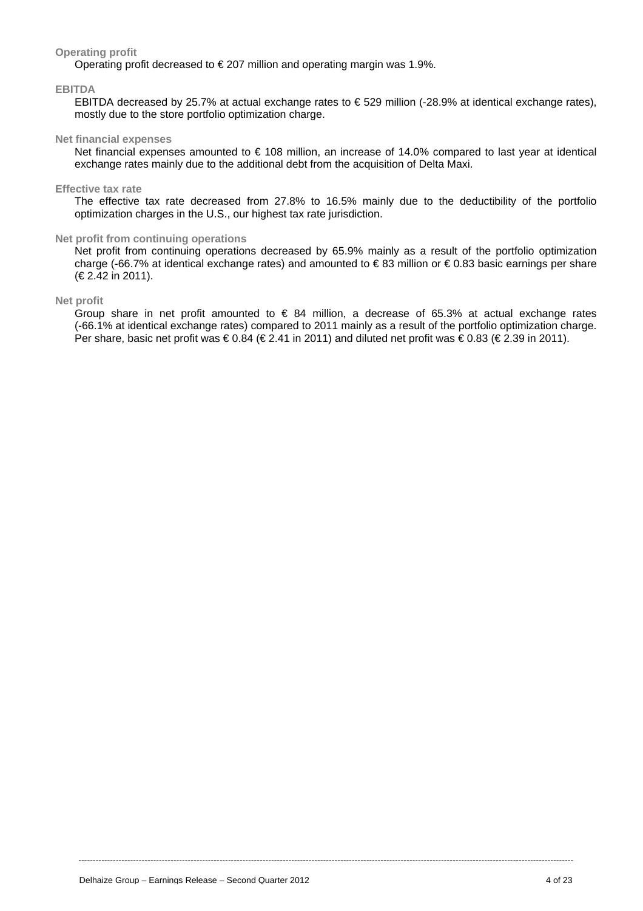**Operating profit**

Operating profit decreased to € 207 million and operating margin was 1.9%.

**EBITDA**

EBITDA decreased by 25.7% at actual exchange rates to € 529 million (-28.9% at identical exchange rates), mostly due to the store portfolio optimization charge.

**Net financial expenses**

Net financial expenses amounted to € 108 million, an increase of 14.0% compared to last year at identical exchange rates mainly due to the additional debt from the acquisition of Delta Maxi.

**Effective tax rate**

The effective tax rate decreased from 27.8% to 16.5% mainly due to the deductibility of the portfolio optimization charges in the U.S., our highest tax rate jurisdiction.

**Net profit from continuing operations**

Net profit from continuing operations decreased by 65.9% mainly as a result of the portfolio optimization charge (-66.7% at identical exchange rates) and amounted to € 83 million or € 0.83 basic earnings per share (€ 2.42 in 2011).

**Net profit**

Group share in net profit amounted to € 84 million, a decrease of 65.3% at actual exchange rates (-66.1% at identical exchange rates) compared to 2011 mainly as a result of the portfolio optimization charge. Per share, basic net profit was € 0.84 (€ 2.41 in 2011) and diluted net profit was € 0.83 (€ 2.39 in 2011).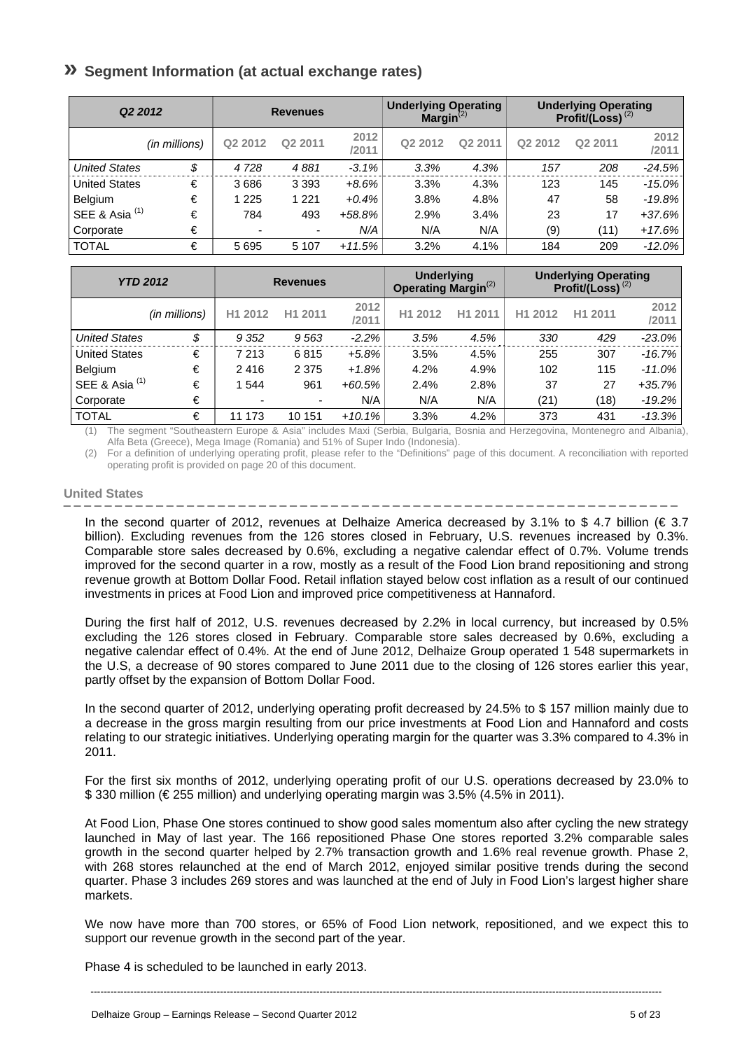## » Segment Information (at actual exchange rates)

| Q2 2012 | | Revenues | | | Underlying Operating Margin[2] | | Underlying Operating Profit/(Loss) [2] | | |
|---|---|---|---|---|---|---|---|---|---|
| *(in millions)* | | Q2 2012 | Q2 2011 | 2012 /2011 | Q2 2012 | Q2 2011 | Q2 2012 | Q2 2011 | 2012 /2011 |
| *United States* | *$* | *4 728* | *4 881* | *-3.1%* | *3.3%* | *4.3%* | *157* | *208* | *-24.5%* |
| United States | € | 3 686 | 3 393 | *+8.6%* | 3.3% | 4.3% | 123 | 145 | *-15.0%* |
| Belgium | € | 1 225 | 1 221 | *+0.4%* | 3.8% | 4.8% | 47 | 58 | *-19.8%* |
| SEE & Asia [1] | € | 784 | 493 | *+58.8%* | 2.9% | 3.4% | 23 | 17 | *+37.6%* |
| Corporate | € | - | - | *N/A* | N/A | N/A | (9) | (11) | *+17.6%* |
| TOTAL | € | 5 695 | 5 107 | *+11.5%* | 3.2% | 4.1% | 184 | 209 | *-12.0%* |

| YTD 2012 | | Revenues | | | Underlying Operating Margin[2] | | Underlying Operating Profit/(Loss) [2] | | |
|---|---|---|---|---|---|---|---|---|---|
| *(in millions)* | | H1 2012 | H1 2011 | 2012 /2011 | H1 2012 | H1 2011 | H1 2012 | H1 2011 | 2012 /2011 |
| *United States* | *$* | *9 352* | *9 563* | *-2.2%* | *3.5%* | *4.5%* | *330* | *429* | *-23.0%* |
| United States | € | 7 213 | 6 815 | *+5.8%* | 3.5% | 4.5% | 255 | 307 | *-16.7%* |
| Belgium | € | 2 416 | 2 375 | *+1.8%* | 4.2% | 4.9% | 102 | 115 | *-11.0%* |
| SEE & Asia [1] | € | 1 544 | 961 | *+60.5%* | 2.4% | 2.8% | 37 | 27 | *+35.7%* |
| Corporate | € | - | - | N/A | N/A | N/A | (21) | (18) | *-19.2%* |
| TOTAL | € | 11 173 | 10 151 | *+10.1%* | 3.3% | 4.2% | 373 | 431 | *-13.3%* |

(1) The segment "Southeastern Europe & Asia" includes Maxi (Serbia, Bulgaria, Bosnia and Herzegovina, Montenegro and Albania), Alfa Beta (Greece), Mega Image (Romania) and 51% of Super Indo (Indonesia).

(2) For a definition of underlying operating profit, please refer to the "Definitions" page of this document. A reconciliation with reported operating profit is provided on page 20 of this document.

### United States

In the second quarter of 2012, revenues at Delhaize America decreased by 3.1% to $ 4.7 billion (€ 3.7 billion). Excluding revenues from the 126 stores closed in February, U.S. revenues increased by 0.3%. Comparable store sales decreased by 0.6%, excluding a negative calendar effect of 0.7%. Volume trends improved for the second quarter in a row, mostly as a result of the Food Lion brand repositioning and strong revenue growth at Bottom Dollar Food. Retail inflation stayed below cost inflation as a result of our continued investments in prices at Food Lion and improved price competitiveness at Hannaford.

During the first half of 2012, U.S. revenues decreased by 2.2% in local currency, but increased by 0.5% excluding the 126 stores closed in February. Comparable store sales decreased by 0.6%, excluding a negative calendar effect of 0.4%. At the end of June 2012, Delhaize Group operated 1 548 supermarkets in the U.S, a decrease of 90 stores compared to June 2011 due to the closing of 126 stores earlier this year, partly offset by the expansion of Bottom Dollar Food.

In the second quarter of 2012, underlying operating profit decreased by 24.5% to $ 157 million mainly due to a decrease in the gross margin resulting from our price investments at Food Lion and Hannaford and costs relating to our strategic initiatives. Underlying operating margin for the quarter was 3.3% compared to 4.3% in 2011.

For the first six months of 2012, underlying operating profit of our U.S. operations decreased by 23.0% to $ 330 million (€ 255 million) and underlying operating margin was 3.5% (4.5% in 2011).

At Food Lion, Phase One stores continued to show good sales momentum also after cycling the new strategy launched in May of last year. The 166 repositioned Phase One stores reported 3.2% comparable sales growth in the second quarter helped by 2.7% transaction growth and 1.6% real revenue growth. Phase 2, with 268 stores relaunched at the end of March 2012, enjoyed similar positive trends during the second quarter. Phase 3 includes 269 stores and was launched at the end of July in Food Lion's largest higher share markets.

We now have more than 700 stores, or 65% of Food Lion network, repositioned, and we expect this to support our revenue growth in the second part of the year.

Phase 4 is scheduled to be launched in early 2013.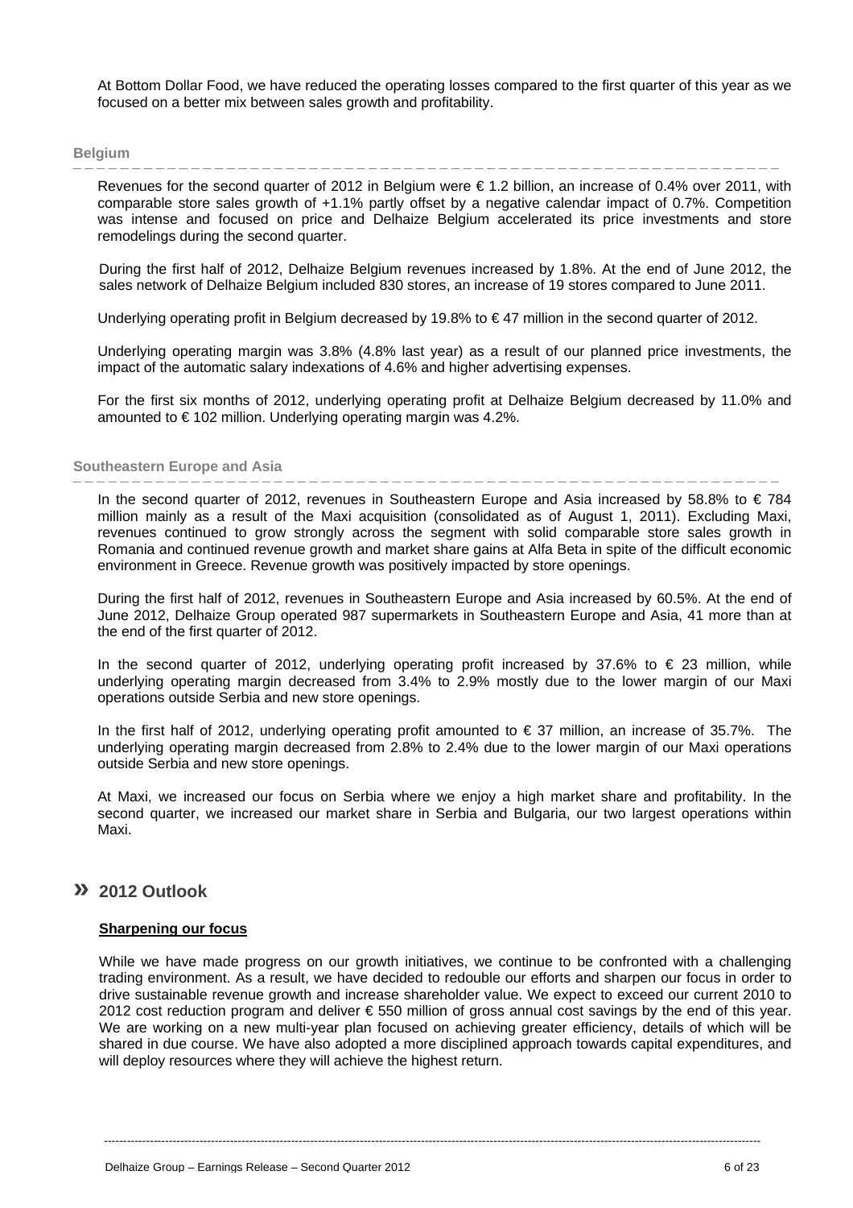At Bottom Dollar Food, we have reduced the operating losses compared to the first quarter of this year as we focused on a better mix between sales growth and profitability.

### Belgium

Revenues for the second quarter of 2012 in Belgium were € 1.2 billion, an increase of 0.4% over 2011, with comparable store sales growth of +1.1% partly offset by a negative calendar impact of 0.7%. Competition was intense and focused on price and Delhaize Belgium accelerated its price investments and store remodelings during the second quarter.

During the first half of 2012, Delhaize Belgium revenues increased by 1.8%. At the end of June 2012, the sales network of Delhaize Belgium included 830 stores, an increase of 19 stores compared to June 2011.

Underlying operating profit in Belgium decreased by 19.8% to € 47 million in the second quarter of 2012.

Underlying operating margin was 3.8% (4.8% last year) as a result of our planned price investments, the impact of the automatic salary indexations of 4.6% and higher advertising expenses.

For the first six months of 2012, underlying operating profit at Delhaize Belgium decreased by 11.0% and amounted to € 102 million. Underlying operating margin was 4.2%.

### Southeastern Europe and Asia

In the second quarter of 2012, revenues in Southeastern Europe and Asia increased by 58.8% to € 784 million mainly as a result of the Maxi acquisition (consolidated as of August 1, 2011). Excluding Maxi, revenues continued to grow strongly across the segment with solid comparable store sales growth in Romania and continued revenue growth and market share gains at Alfa Beta in spite of the difficult economic environment in Greece. Revenue growth was positively impacted by store openings.

During the first half of 2012, revenues in Southeastern Europe and Asia increased by 60.5%. At the end of June 2012, Delhaize Group operated 987 supermarkets in Southeastern Europe and Asia, 41 more than at the end of the first quarter of 2012.

In the second quarter of 2012, underlying operating profit increased by 37.6% to € 23 million, while underlying operating margin decreased from 3.4% to 2.9% mostly due to the lower margin of our Maxi operations outside Serbia and new store openings.

In the first half of 2012, underlying operating profit amounted to € 37 million, an increase of 35.7%. The underlying operating margin decreased from 2.8% to 2.4% due to the lower margin of our Maxi operations outside Serbia and new store openings.

At Maxi, we increased our focus on Serbia where we enjoy a high market share and profitability. In the second quarter, we increased our market share in Serbia and Bulgaria, our two largest operations within Maxi.

## » 2012 Outlook

**Sharpening our focus**

While we have made progress on our growth initiatives, we continue to be confronted with a challenging trading environment. As a result, we have decided to redouble our efforts and sharpen our focus in order to drive sustainable revenue growth and increase shareholder value. We expect to exceed our current 2010 to 2012 cost reduction program and deliver € 550 million of gross annual cost savings by the end of this year. We are working on a new multi-year plan focused on achieving greater efficiency, details of which will be shared in due course. We have also adopted a more disciplined approach towards capital expenditures, and will deploy resources where they will achieve the highest return.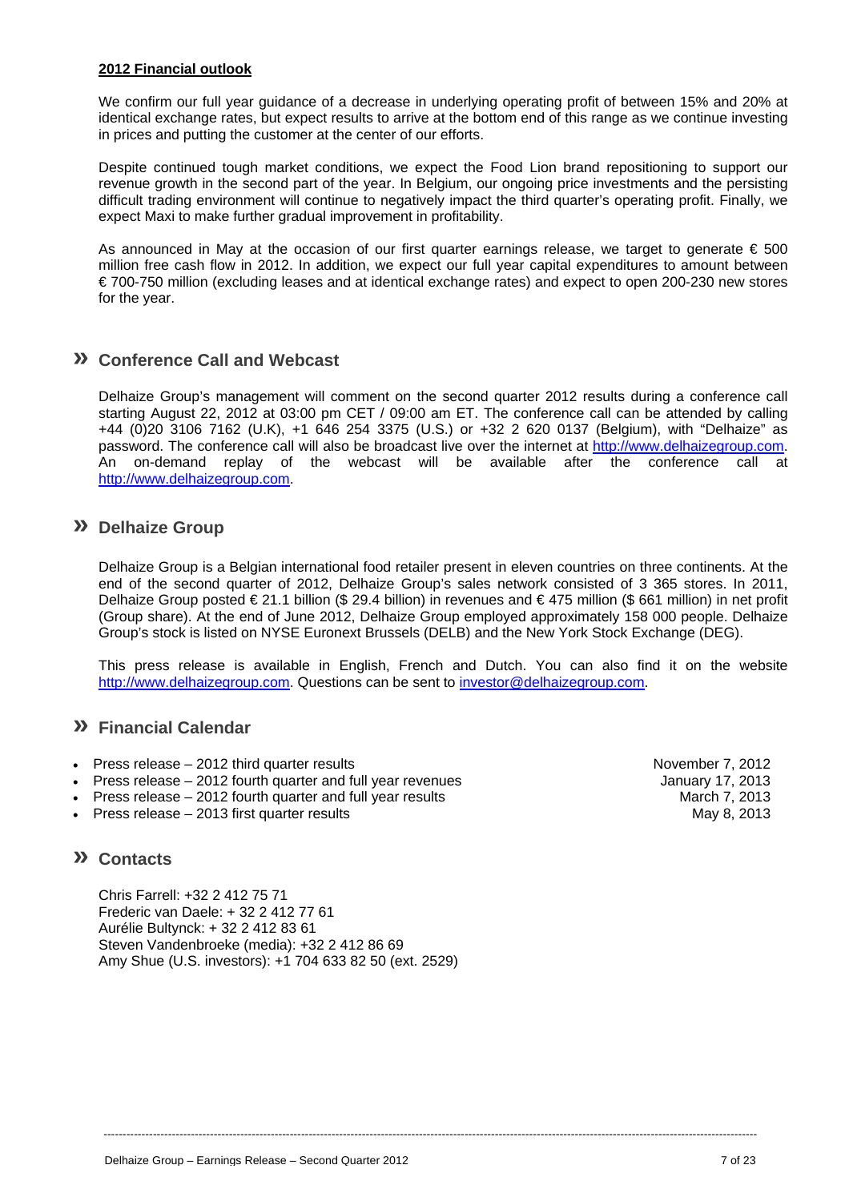**2012 Financial outlook**

We confirm our full year guidance of a decrease in underlying operating profit of between 15% and 20% at identical exchange rates, but expect results to arrive at the bottom end of this range as we continue investing in prices and putting the customer at the center of our efforts.

Despite continued tough market conditions, we expect the Food Lion brand repositioning to support our revenue growth in the second part of the year. In Belgium, our ongoing price investments and the persisting difficult trading environment will continue to negatively impact the third quarter's operating profit. Finally, we expect Maxi to make further gradual improvement in profitability.

As announced in May at the occasion of our first quarter earnings release, we target to generate € 500 million free cash flow in 2012. In addition, we expect our full year capital expenditures to amount between € 700-750 million (excluding leases and at identical exchange rates) and expect to open 200-230 new stores for the year.

## » Conference Call and Webcast

Delhaize Group's management will comment on the second quarter 2012 results during a conference call starting August 22, 2012 at 03:00 pm CET / 09:00 am ET. The conference call can be attended by calling +44 (0)20 3106 7162 (U.K), +1 646 254 3375 (U.S.) or +32 2 620 0137 (Belgium), with "Delhaize" as password. The conference call will also be broadcast live over the internet at http://www.delhaizegroup.com. An on-demand replay of the webcast will be available after the conference call at http://www.delhaizegroup.com.

## » Delhaize Group

Delhaize Group is a Belgian international food retailer present in eleven countries on three continents. At the end of the second quarter of 2012, Delhaize Group's sales network consisted of 3 365 stores. In 2011, Delhaize Group posted € 21.1 billion ($ 29.4 billion) in revenues and € 475 million ($ 661 million) in net profit (Group share). At the end of June 2012, Delhaize Group employed approximately 158 000 people. Delhaize Group's stock is listed on NYSE Euronext Brussels (DELB) and the New York Stock Exchange (DEG).

This press release is available in English, French and Dutch. You can also find it on the website http://www.delhaizegroup.com. Questions can be sent to investor@delhaizegroup.com.

## » Financial Calendar

- Press release – 2012 third quarter results — November 7, 2012
- Press release – 2012 fourth quarter and full year revenues — January 17, 2013
- Press release – 2012 fourth quarter and full year results — March 7, 2013
- Press release – 2013 first quarter results — May 8, 2013

## » Contacts

Chris Farrell: +32 2 412 75 71
Frederic van Daele: + 32 2 412 77 61
Aurélie Bultynck: + 32 2 412 83 61
Steven Vandenbroeke (media): +32 2 412 86 69
Amy Shue (U.S. investors): +1 704 633 82 50 (ext. 2529)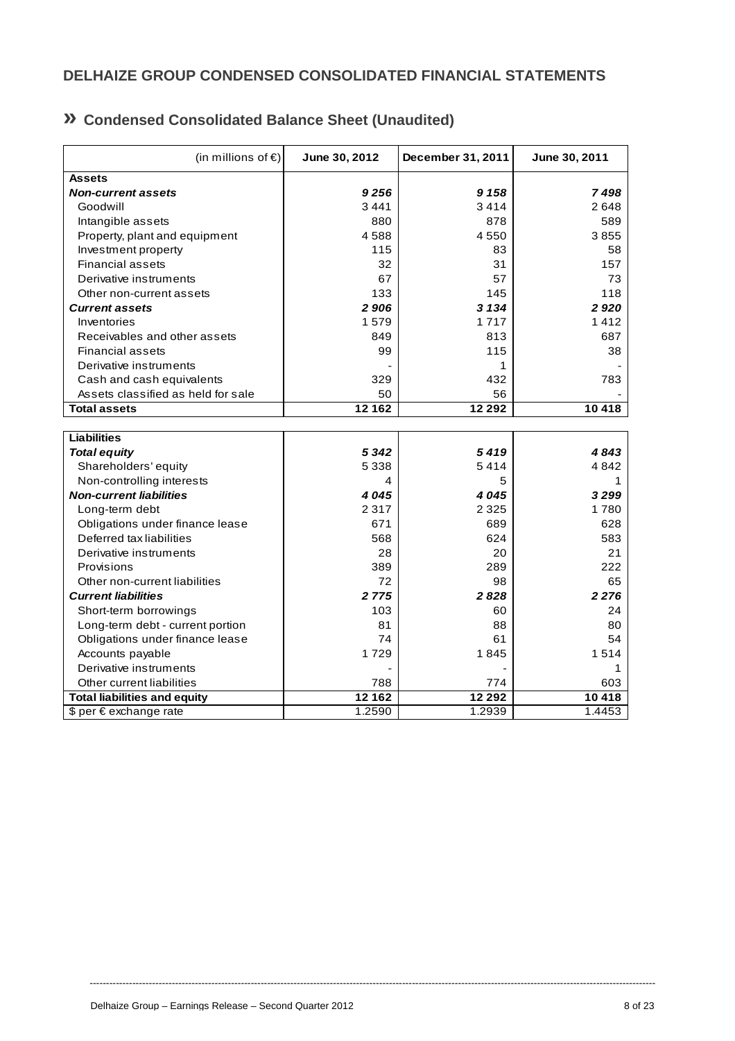## DELHAIZE GROUP CONDENSED CONSOLIDATED FINANCIAL STATEMENTS

### » Condensed Consolidated Balance Sheet (Unaudited)

| (in millions of €) | June 30, 2012 | December 31, 2011 | June 30, 2011 |
|---|---|---|---|
| **Assets** | | | |
| ***Non-current assets*** | ***9 256*** | ***9 158*** | ***7 498*** |
| Goodwill | 3 441 | 3 414 | 2 648 |
| Intangible assets | 880 | 878 | 589 |
| Property, plant and equipment | 4 588 | 4 550 | 3 855 |
| Investment property | 115 | 83 | 58 |
| Financial assets | 32 | 31 | 157 |
| Derivative instruments | 67 | 57 | 73 |
| Other non-current assets | 133 | 145 | 118 |
| ***Current assets*** | ***2 906*** | ***3 134*** | ***2 920*** |
| Inventories | 1 579 | 1 717 | 1 412 |
| Receivables and other assets | 849 | 813 | 687 |
| Financial assets | 99 | 115 | 38 |
| Derivative instruments | - | 1 | - |
| Cash and cash equivalents | 329 | 432 | 783 |
| Assets classified as held for sale | 50 | 56 | - |
| **Total assets** | **12 162** | **12 292** | **10 418** |

| | | | |
|---|---|---|---|
| **Liabilities** | | | |
| ***Total equity*** | ***5 342*** | ***5 419*** | ***4 843*** |
| Shareholders' equity | 5 338 | 5 414 | 4 842 |
| Non-controlling interests | 4 | 5 | 1 |
| ***Non-current liabilities*** | ***4 045*** | ***4 045*** | ***3 299*** |
| Long-term debt | 2 317 | 2 325 | 1 780 |
| Obligations under finance lease | 671 | 689 | 628 |
| Deferred tax liabilities | 568 | 624 | 583 |
| Derivative instruments | 28 | 20 | 21 |
| Provisions | 389 | 289 | 222 |
| Other non-current liabilities | 72 | 98 | 65 |
| ***Current liabilities*** | ***2 775*** | ***2 828*** | ***2 276*** |
| Short-term borrowings | 103 | 60 | 24 |
| Long-term debt - current portion | 81 | 88 | 80 |
| Obligations under finance lease | 74 | 61 | 54 |
| Accounts payable | 1 729 | 1 845 | 1 514 |
| Derivative instruments | - | - | 1 |
| Other current liabilities | 788 | 774 | 603 |
| **Total liabilities and equity** | **12 162** | **12 292** | **10 418** |
| $ per € exchange rate | 1.2590 | 1.2939 | 1.4453 |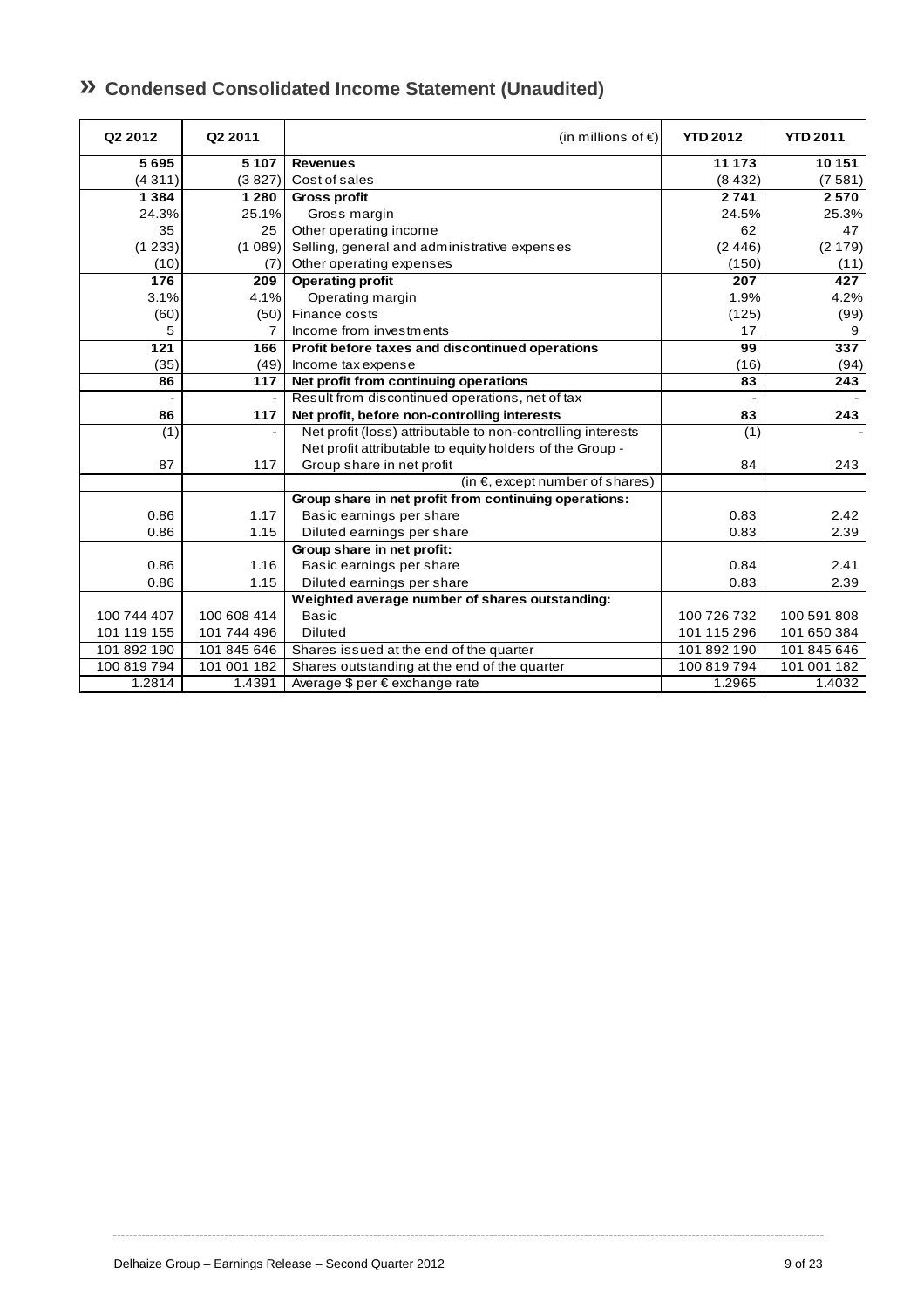## » Condensed Consolidated Income Statement (Unaudited)

| Q2 2012 | Q2 2011 | (in millions of €) | YTD 2012 | YTD 2011 |
|---|---|---|---|---|
| **5 695** | **5 107** | **Revenues** | **11 173** | **10 151** |
| (4 311) | (3 827) | Cost of sales | (8 432) | (7 581) |
| **1 384** | **1 280** | **Gross profit** | **2 741** | **2 570** |
| 24.3% | 25.1% | Gross margin | 24.5% | 25.3% |
| 35 | 25 | Other operating income | 62 | 47 |
| (1 233) | (1 089) | Selling, general and administrative expenses | (2 446) | (2 179) |
| (10) | (7) | Other operating expenses | (150) | (11) |
| **176** | **209** | **Operating profit** | **207** | **427** |
| 3.1% | 4.1% | Operating margin | 1.9% | 4.2% |
| (60) | (50) | Finance costs | (125) | (99) |
| 5 | 7 | Income from investments | 17 | 9 |
| **121** | **166** | **Profit before taxes and discontinued operations** | **99** | **337** |
| (35) | (49) | Income tax expense | (16) | (94) |
| **86** | **117** | **Net profit from continuing operations** | **83** | **243** |
| - | - | Result from discontinued operations, net of tax | - | - |
| **86** | **117** | **Net profit, before non-controlling interests** | **83** | **243** |
| (1) | - | Net profit (loss) attributable to non-controlling interests | (1) | - |
| 87 | 117 | Net profit attributable to equity holders of the Group - Group share in net profit | 84 | 243 |
| | | (in €, except number of shares) | | |
| | | **Group share in net profit from continuing operations:** | | |
| 0.86 | 1.17 | Basic earnings per share | 0.83 | 2.42 |
| 0.86 | 1.15 | Diluted earnings per share | 0.83 | 2.39 |
| | | **Group share in net profit:** | | |
| 0.86 | 1.16 | Basic earnings per share | 0.84 | 2.41 |
| 0.86 | 1.15 | Diluted earnings per share | 0.83 | 2.39 |
| | | **Weighted average number of shares outstanding:** | | |
| 100 744 407 | 100 608 414 | Basic | 100 726 732 | 100 591 808 |
| 101 119 155 | 101 744 496 | Diluted | 101 115 296 | 101 650 384 |
| 101 892 190 | 101 845 646 | Shares issued at the end of the quarter | 101 892 190 | 101 845 646 |
| 100 819 794 | 101 001 182 | Shares outstanding at the end of the quarter | 100 819 794 | 101 001 182 |
| 1.2814 | 1.4391 | Average $ per € exchange rate | 1.2965 | 1.4032 |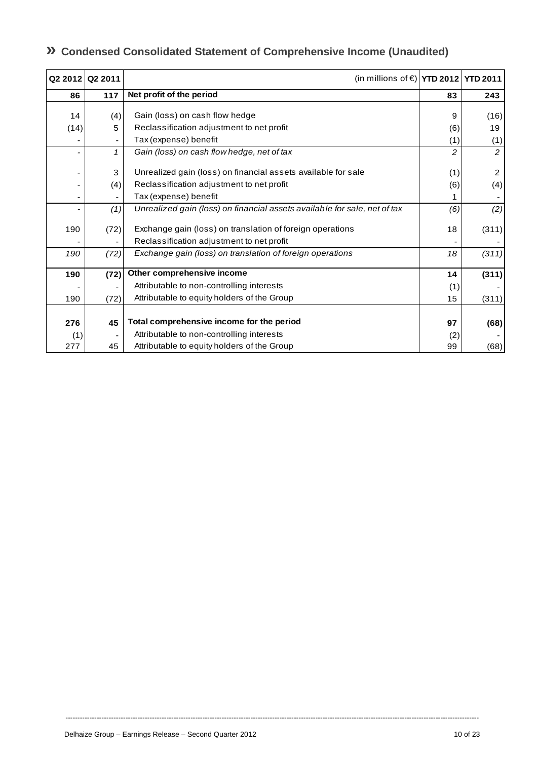## » Condensed Consolidated Statement of Comprehensive Income (Unaudited)

| Q2 2012 | Q2 2011 | (in millions of €) | YTD 2012 | YTD 2011 |
|---|---|---|---|---|
| **86** | **117** | **Net profit of the period** | **83** | **243** |
| 14 | (4) | Gain (loss) on cash flow hedge | 9 | (16) |
| (14) | 5 | Reclassification adjustment to net profit | (6) | 19 |
| - | - | Tax (expense) benefit | (1) | (1) |
| - | *1* | *Gain (loss) on cash flow hedge, net of tax* | *2* | *2* |
| - | 3 | Unrealized gain (loss) on financial assets available for sale | (1) | 2 |
| - | (4) | Reclassification adjustment to net profit | (6) | (4) |
| - | - | Tax (expense) benefit | 1 | - |
| - | *(1)* | *Unrealized gain (loss) on financial assets available for sale, net of tax* | *(6)* | *(2)* |
| 190 | (72) | Exchange gain (loss) on translation of foreign operations | 18 | (311) |
| - | - | Reclassification adjustment to net profit | - | - |
| *190* | *(72)* | *Exchange gain (loss) on translation of foreign operations* | *18* | *(311)* |
| **190** | **(72)** | **Other comprehensive income** | **14** | **(311)** |
| - | - | Attributable to non-controlling interests | (1) | - |
| 190 | (72) | Attributable to equity holders of the Group | 15 | (311) |
| **276** | **45** | **Total comprehensive income for the period** | **97** | **(68)** |
| (1) | - | Attributable to non-controlling interests | (2) | - |
| 277 | 45 | Attributable to equity holders of the Group | 99 | (68) |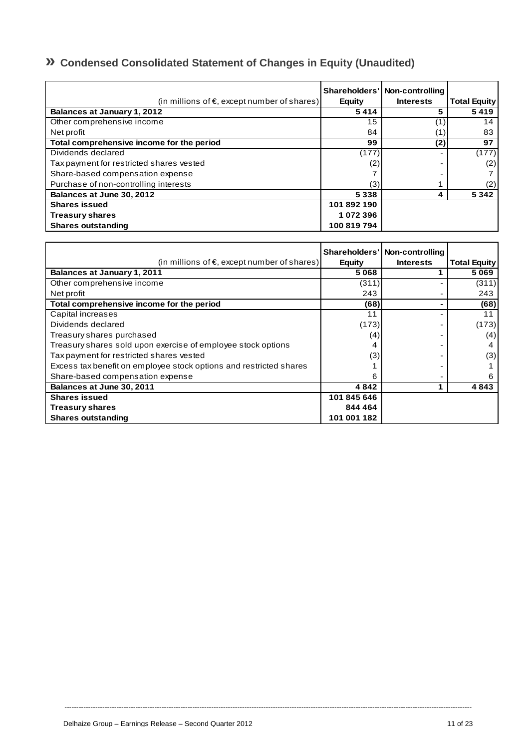## » Condensed Consolidated Statement of Changes in Equity (Unaudited)

| (in millions of €, except number of shares) | Shareholders' Equity | Non-controlling Interests | Total Equity |
|---|---|---|---|
| **Balances at January 1, 2012** | **5 414** | **5** | **5 419** |
| Other comprehensive income | 15 | (1) | 14 |
| Net profit | 84 | (1) | 83 |
| **Total comprehensive income for the period** | **99** | **(2)** | **97** |
| Dividends declared | (177) | - | (177) |
| Tax payment for restricted shares vested | (2) | - | (2) |
| Share-based compensation expense | 7 | - | 7 |
| Purchase of non-controlling interests | (3) | 1 | (2) |
| **Balances at June 30, 2012** | **5 338** | **4** | **5 342** |
| **Shares issued** | **101 892 190** | | |
| **Treasury shares** | **1 072 396** | | |
| **Shares outstanding** | **100 819 794** | | |

| (in millions of €, except number of shares) | Shareholders' Equity | Non-controlling Interests | Total Equity |
|---|---|---|---|
| **Balances at January 1, 2011** | **5 068** | **1** | **5 069** |
| Other comprehensive income | (311) | - | (311) |
| Net profit | 243 | - | 243 |
| **Total comprehensive income for the period** | **(68)** | **-** | **(68)** |
| Capital increases | 11 | - | 11 |
| Dividends declared | (173) | - | (173) |
| Treasury shares purchased | (4) | - | (4) |
| Treasury shares sold upon exercise of employee stock options | 4 | - | 4 |
| Tax payment for restricted shares vested | (3) | - | (3) |
| Excess tax benefit on employee stock options and restricted shares | 1 | - | 1 |
| Share-based compensation expense | 6 | - | 6 |
| **Balances at June 30, 2011** | **4 842** | **1** | **4 843** |
| **Shares issued** | **101 845 646** | | |
| **Treasury shares** | **844 464** | | |
| **Shares outstanding** | **101 001 182** | | |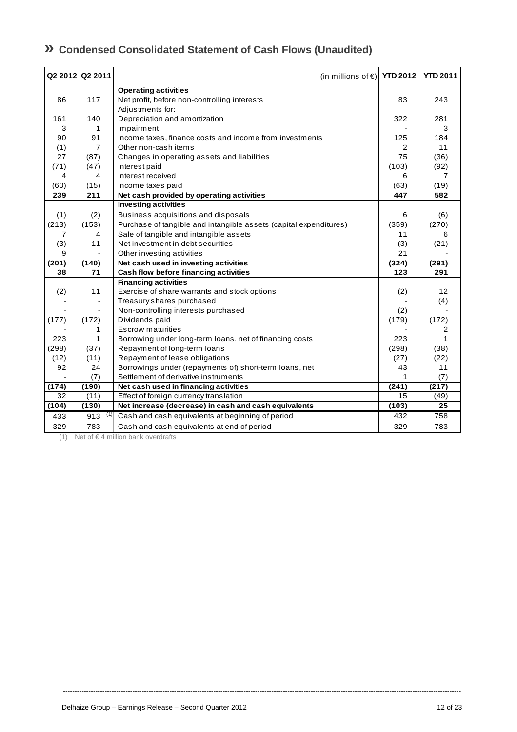## » Condensed Consolidated Statement of Cash Flows (Unaudited)

| Q2 2012 | Q2 2011 | (in millions of €) | YTD 2012 | YTD 2011 |
|---|---|---|---|---|
| | | **Operating activities** | | |
| 86 | 117 | Net profit, before non-controlling interests | 83 | 243 |
| | | Adjustments for: | | |
| 161 | 140 | Depreciation and amortization | 322 | 281 |
| 3 | 1 | Impairment | - | 3 |
| 90 | 91 | Income taxes, finance costs and income from investments | 125 | 184 |
| (1) | 7 | Other non-cash items | 2 | 11 |
| 27 | (87) | Changes in operating assets and liabilities | 75 | (36) |
| (71) | (47) | Interest paid | (103) | (92) |
| 4 | 4 | Interest received | 6 | 7 |
| (60) | (15) | Income taxes paid | (63) | (19) |
| **239** | **211** | **Net cash provided by operating activities** | **447** | **582** |
| | | **Investing activities** | | |
| (1) | (2) | Business acquisitions and disposals | 6 | (6) |
| (213) | (153) | Purchase of tangible and intangible assets (capital expenditures) | (359) | (270) |
| 7 | 4 | Sale of tangible and intangible assets | 11 | 6 |
| (3) | 11 | Net investment in debt securities | (3) | (21) |
| 9 | - | Other investing activities | 21 | - |
| **(201)** | **(140)** | **Net cash used in investing activities** | **(324)** | **(291)** |
| **38** | **71** | **Cash flow before financing activities** | **123** | **291** |
| | | **Financing activities** | | |
| (2) | 11 | Exercise of share warrants and stock options | (2) | 12 |
| - | - | Treasury shares purchased | - | (4) |
| - | - | Non-controlling interests purchased | (2) | - |
| (177) | (172) | Dividends paid | (179) | (172) |
| - | 1 | Escrow maturities | - | 2 |
| 223 | 1 | Borrowing under long-term loans, net of financing costs | 223 | 1 |
| (298) | (37) | Repayment of long-term loans | (298) | (38) |
| (12) | (11) | Repayment of lease obligations | (27) | (22) |
| 92 | 24 | Borrowings under (repayments of) short-term loans, net | 43 | 11 |
| - | (7) | Settlement of derivative instruments | 1 | (7) |
| **(174)** | **(190)** | **Net cash used in financing activities** | **(241)** | **(217)** |
| 32 | (11) | Effect of foreign currency translation | 15 | (49) |
| **(104)** | **(130)** | **Net increase (decrease) in cash and cash equivalents** | **(103)** | **25** |
| 433 | 913 (1) | Cash and cash equivalents at beginning of period | 432 | 758 |
| 329 | 783 | Cash and cash equivalents at end of period | 329 | 783 |

(1) Net of € 4 million bank overdrafts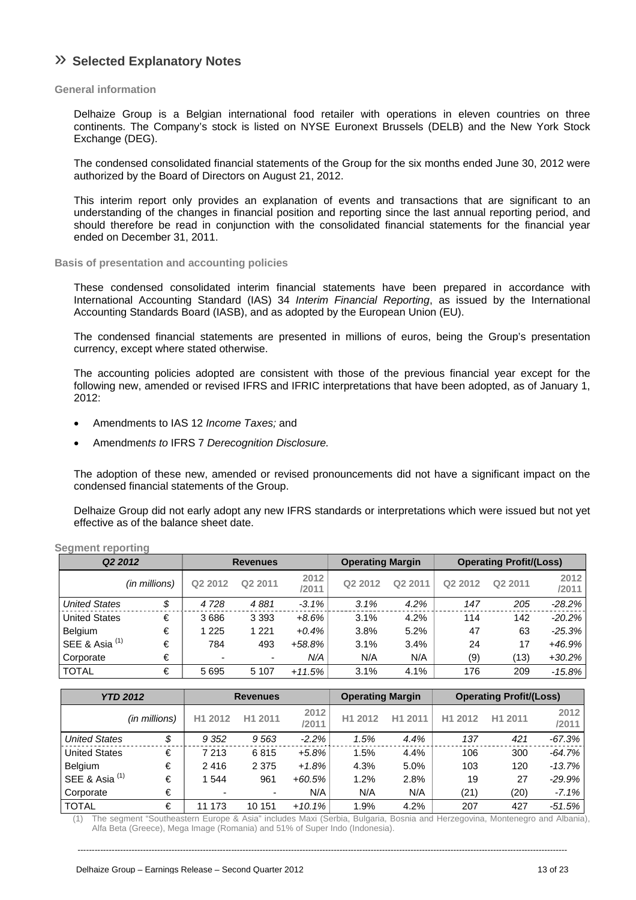## » Selected Explanatory Notes

### General information

Delhaize Group is a Belgian international food retailer with operations in eleven countries on three continents. The Company's stock is listed on NYSE Euronext Brussels (DELB) and the New York Stock Exchange (DEG).

The condensed consolidated financial statements of the Group for the six months ended June 30, 2012 were authorized by the Board of Directors on August 21, 2012.

This interim report only provides an explanation of events and transactions that are significant to an understanding of the changes in financial position and reporting since the last annual reporting period, and should therefore be read in conjunction with the consolidated financial statements for the financial year ended on December 31, 2011.

### Basis of presentation and accounting policies

These condensed consolidated interim financial statements have been prepared in accordance with International Accounting Standard (IAS) 34 *Interim Financial Reporting*, as issued by the International Accounting Standards Board (IASB), and as adopted by the European Union (EU).

The condensed financial statements are presented in millions of euros, being the Group's presentation currency, except where stated otherwise.

The accounting policies adopted are consistent with those of the previous financial year except for the following new, amended or revised IFRS and IFRIC interpretations that have been adopted, as of January 1, 2012:

- Amendments to IAS 12 *Income Taxes;* and
- Amendmen*ts to* IFRS 7 *Derecognition Disclosure.*

The adoption of these new, amended or revised pronouncements did not have a significant impact on the condensed financial statements of the Group.

Delhaize Group did not early adopt any new IFRS standards or interpretations which were issued but not yet effective as of the balance sheet date.

### Segment reporting

| *Q2 2012* | | Revenues | | | Operating Margin | | Operating Profit/(Loss) | | |
|---|---|---|---|---|---|---|---|---|---|
| *(in millions)* | | Q2 2012 | Q2 2011 | 2012 /2011 | Q2 2012 | Q2 2011 | Q2 2012 | Q2 2011 | 2012 /2011 |
| *United States* | *$* | *4 728* | *4 881* | *-3.1%* | *3.1%* | *4.2%* | *147* | *205* | *-28.2%* |
| United States | € | 3 686 | 3 393 | *+8.6%* | 3.1% | 4.2% | 114 | 142 | *-20.2%* |
| Belgium | € | 1 225 | 1 221 | *+0.4%* | 3.8% | 5.2% | 47 | 63 | *-25.3%* |
| SEE & Asia [1] | € | 784 | 493 | *+58.8%* | 3.1% | 3.4% | 24 | 17 | *+46.9%* |
| Corporate | € | - | - | *N/A* | N/A | N/A | (9) | (13) | *+30.2%* |
| TOTAL | € | 5 695 | 5 107 | *+11.5%* | 3.1% | 4.1% | 176 | 209 | *-15.8%* |

| *YTD 2012* | | Revenues | | | Operating Margin | | Operating Profit/(Loss) | | |
|---|---|---|---|---|---|---|---|---|---|
| *(in millions)* | | H1 2012 | H1 2011 | 2012 /2011 | H1 2012 | H1 2011 | H1 2012 | H1 2011 | 2012 /2011 |
| *United States* | *$* | *9 352* | *9 563* | *-2.2%* | *1.5%* | *4.4%* | *137* | *421* | *-67.3%* |
| United States | € | 7 213 | 6 815 | *+5.8%* | 1.5% | 4.4% | 106 | 300 | *-64.7%* |
| Belgium | € | 2 416 | 2 375 | *+1.8%* | 4.3% | 5.0% | 103 | 120 | *-13.7%* |
| SEE & Asia [1] | € | 1 544 | 961 | *+60.5%* | 1.2% | 2.8% | 19 | 27 | *-29.9%* |
| Corporate | € | - | - | N/A | N/A | N/A | (21) | (20) | *-7.1%* |
| TOTAL | € | 11 173 | 10 151 | *+10.1%* | 1.9% | 4.2% | 207 | 427 | *-51.5%* |

(1) The segment "Southeastern Europe & Asia" includes Maxi (Serbia, Bulgaria, Bosnia and Herzegovina, Montenegro and Albania), Alfa Beta (Greece), Mega Image (Romania) and 51% of Super Indo (Indonesia).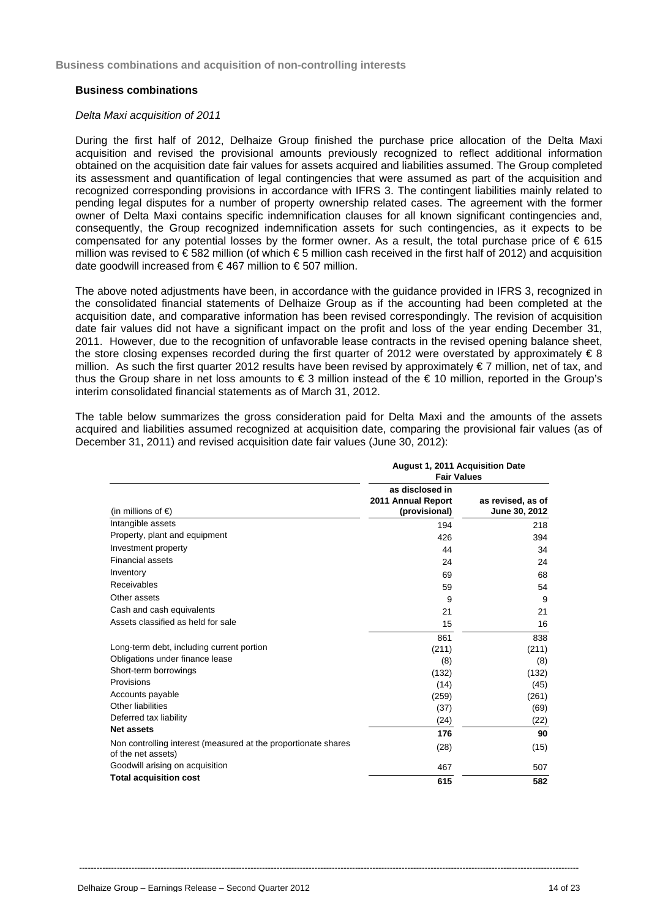**Business combinations and acquisition of non-controlling interests**

### Business combinations

*Delta Maxi acquisition of 2011*

During the first half of 2012, Delhaize Group finished the purchase price allocation of the Delta Maxi acquisition and revised the provisional amounts previously recognized to reflect additional information obtained on the acquisition date fair values for assets acquired and liabilities assumed. The Group completed its assessment and quantification of legal contingencies that were assumed as part of the acquisition and recognized corresponding provisions in accordance with IFRS 3. The contingent liabilities mainly related to pending legal disputes for a number of property ownership related cases. The agreement with the former owner of Delta Maxi contains specific indemnification clauses for all known significant contingencies and, consequently, the Group recognized indemnification assets for such contingencies, as it expects to be compensated for any potential losses by the former owner. As a result, the total purchase price of € 615 million was revised to € 582 million (of which € 5 million cash received in the first half of 2012) and acquisition date goodwill increased from € 467 million to € 507 million.

The above noted adjustments have been, in accordance with the guidance provided in IFRS 3, recognized in the consolidated financial statements of Delhaize Group as if the accounting had been completed at the acquisition date, and comparative information has been revised correspondingly. The revision of acquisition date fair values did not have a significant impact on the profit and loss of the year ending December 31, 2011. However, due to the recognition of unfavorable lease contracts in the revised opening balance sheet, the store closing expenses recorded during the first quarter of 2012 were overstated by approximately € 8 million. As such the first quarter 2012 results have been revised by approximately € 7 million, net of tax, and thus the Group share in net loss amounts to € 3 million instead of the € 10 million, reported in the Group's interim consolidated financial statements as of March 31, 2012.

The table below summarizes the gross consideration paid for Delta Maxi and the amounts of the assets acquired and liabilities assumed recognized at acquisition date, comparing the provisional fair values (as of December 31, 2011) and revised acquisition date fair values (June 30, 2012):

| | August 1, 2011 Acquisition Date Fair Values | |
|---|---|---|
| (in millions of €) | as disclosed in 2011 Annual Report (provisional) | as revised, as of June 30, 2012 |
| Intangible assets | 194 | 218 |
| Property, plant and equipment | 426 | 394 |
| Investment property | 44 | 34 |
| Financial assets | 24 | 24 |
| Inventory | 69 | 68 |
| Receivables | 59 | 54 |
| Other assets | 9 | 9 |
| Cash and cash equivalents | 21 | 21 |
| Assets classified as held for sale | 15 | 16 |
| | 861 | 838 |
| Long-term debt, including current portion | (211) | (211) |
| Obligations under finance lease | (8) | (8) |
| Short-term borrowings | (132) | (132) |
| Provisions | (14) | (45) |
| Accounts payable | (259) | (261) |
| Other liabilities | (37) | (69) |
| Deferred tax liability | (24) | (22) |
| **Net assets** | **176** | **90** |
| Non controlling interest (measured at the proportionate shares of the net assets) | (28) | (15) |
| Goodwill arising on acquisition | 467 | 507 |
| **Total acquisition cost** | **615** | **582** |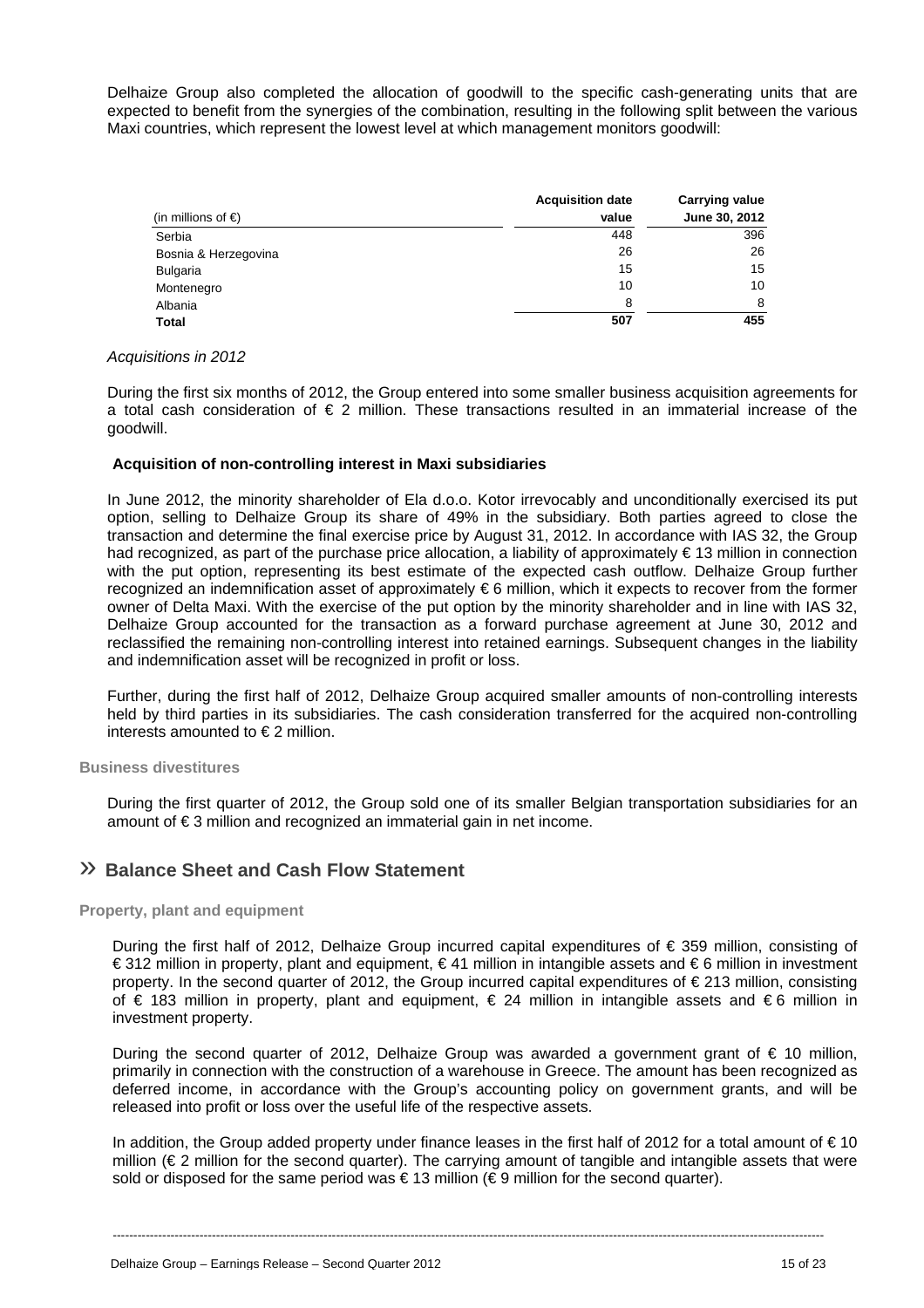Delhaize Group also completed the allocation of goodwill to the specific cash-generating units that are expected to benefit from the synergies of the combination, resulting in the following split between the various Maxi countries, which represent the lowest level at which management monitors goodwill:

| (in millions of €) | Acquisition date value | Carrying value June 30, 2012 |
|---|---|---|
| Serbia | 448 | 396 |
| Bosnia & Herzegovina | 26 | 26 |
| Bulgaria | 15 | 15 |
| Montenegro | 10 | 10 |
| Albania | 8 | 8 |
| **Total** | **507** | **455** |

*Acquisitions in 2012*

During the first six months of 2012, the Group entered into some smaller business acquisition agreements for a total cash consideration of € 2 million. These transactions resulted in an immaterial increase of the goodwill.

**Acquisition of non-controlling interest in Maxi subsidiaries**

In June 2012, the minority shareholder of Ela d.o.o. Kotor irrevocably and unconditionally exercised its put option, selling to Delhaize Group its share of 49% in the subsidiary. Both parties agreed to close the transaction and determine the final exercise price by August 31, 2012. In accordance with IAS 32, the Group had recognized, as part of the purchase price allocation, a liability of approximately € 13 million in connection with the put option, representing its best estimate of the expected cash outflow. Delhaize Group further recognized an indemnification asset of approximately € 6 million, which it expects to recover from the former owner of Delta Maxi. With the exercise of the put option by the minority shareholder and in line with IAS 32, Delhaize Group accounted for the transaction as a forward purchase agreement at June 30, 2012 and reclassified the remaining non-controlling interest into retained earnings. Subsequent changes in the liability and indemnification asset will be recognized in profit or loss.

Further, during the first half of 2012, Delhaize Group acquired smaller amounts of non-controlling interests held by third parties in its subsidiaries. The cash consideration transferred for the acquired non-controlling interests amounted to € 2 million.

### Business divestitures

During the first quarter of 2012, the Group sold one of its smaller Belgian transportation subsidiaries for an amount of € 3 million and recognized an immaterial gain in net income.

## » Balance Sheet and Cash Flow Statement

### Property, plant and equipment

During the first half of 2012, Delhaize Group incurred capital expenditures of € 359 million, consisting of € 312 million in property, plant and equipment, € 41 million in intangible assets and € 6 million in investment property. In the second quarter of 2012, the Group incurred capital expenditures of € 213 million, consisting of € 183 million in property, plant and equipment, € 24 million in intangible assets and € 6 million in investment property.

During the second quarter of 2012, Delhaize Group was awarded a government grant of € 10 million, primarily in connection with the construction of a warehouse in Greece. The amount has been recognized as deferred income, in accordance with the Group's accounting policy on government grants, and will be released into profit or loss over the useful life of the respective assets.

In addition, the Group added property under finance leases in the first half of 2012 for a total amount of € 10 million (€ 2 million for the second quarter). The carrying amount of tangible and intangible assets that were sold or disposed for the same period was € 13 million (€ 9 million for the second quarter).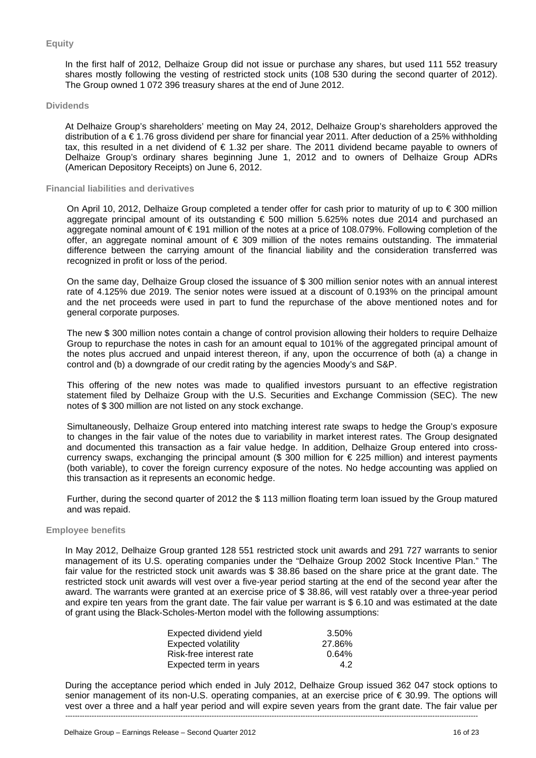### Equity

In the first half of 2012, Delhaize Group did not issue or purchase any shares, but used 111 552 treasury shares mostly following the vesting of restricted stock units (108 530 during the second quarter of 2012). The Group owned 1 072 396 treasury shares at the end of June 2012.

### Dividends

At Delhaize Group's shareholders' meeting on May 24, 2012, Delhaize Group's shareholders approved the distribution of a € 1.76 gross dividend per share for financial year 2011. After deduction of a 25% withholding tax, this resulted in a net dividend of € 1.32 per share. The 2011 dividend became payable to owners of Delhaize Group's ordinary shares beginning June 1, 2012 and to owners of Delhaize Group ADRs (American Depository Receipts) on June 6, 2012.

### Financial liabilities and derivatives

On April 10, 2012, Delhaize Group completed a tender offer for cash prior to maturity of up to € 300 million aggregate principal amount of its outstanding € 500 million 5.625% notes due 2014 and purchased an aggregate nominal amount of € 191 million of the notes at a price of 108.079%. Following completion of the offer, an aggregate nominal amount of € 309 million of the notes remains outstanding. The immaterial difference between the carrying amount of the financial liability and the consideration transferred was recognized in profit or loss of the period.

On the same day, Delhaize Group closed the issuance of $ 300 million senior notes with an annual interest rate of 4.125% due 2019. The senior notes were issued at a discount of 0.193% on the principal amount and the net proceeds were used in part to fund the repurchase of the above mentioned notes and for general corporate purposes.

The new $ 300 million notes contain a change of control provision allowing their holders to require Delhaize Group to repurchase the notes in cash for an amount equal to 101% of the aggregated principal amount of the notes plus accrued and unpaid interest thereon, if any, upon the occurrence of both (a) a change in control and (b) a downgrade of our credit rating by the agencies Moody's and S&P.

This offering of the new notes was made to qualified investors pursuant to an effective registration statement filed by Delhaize Group with the U.S. Securities and Exchange Commission (SEC). The new notes of $ 300 million are not listed on any stock exchange.

Simultaneously, Delhaize Group entered into matching interest rate swaps to hedge the Group's exposure to changes in the fair value of the notes due to variability in market interest rates. The Group designated and documented this transaction as a fair value hedge. In addition, Delhaize Group entered into cross-currency swaps, exchanging the principal amount ($ 300 million for € 225 million) and interest payments (both variable), to cover the foreign currency exposure of the notes. No hedge accounting was applied on this transaction as it represents an economic hedge.

Further, during the second quarter of 2012 the $ 113 million floating term loan issued by the Group matured and was repaid.

### Employee benefits

In May 2012, Delhaize Group granted 128 551 restricted stock unit awards and 291 727 warrants to senior management of its U.S. operating companies under the "Delhaize Group 2002 Stock Incentive Plan." The fair value for the restricted stock unit awards was $ 38.86 based on the share price at the grant date. The restricted stock unit awards will vest over a five-year period starting at the end of the second year after the award. The warrants were granted at an exercise price of $ 38.86, will vest ratably over a three-year period and expire ten years from the grant date. The fair value per warrant is $ 6.10 and was estimated at the date of grant using the Black-Scholes-Merton model with the following assumptions:

| | |
|---|---|
| Expected dividend yield | 3.50% |
| Expected volatility | 27.86% |
| Risk-free interest rate | 0.64% |
| Expected term in years | 4.2 |

During the acceptance period which ended in July 2012, Delhaize Group issued 362 047 stock options to senior management of its non-U.S. operating companies, at an exercise price of € 30.99. The options will vest over a three and a half year period and will expire seven years from the grant date. The fair value per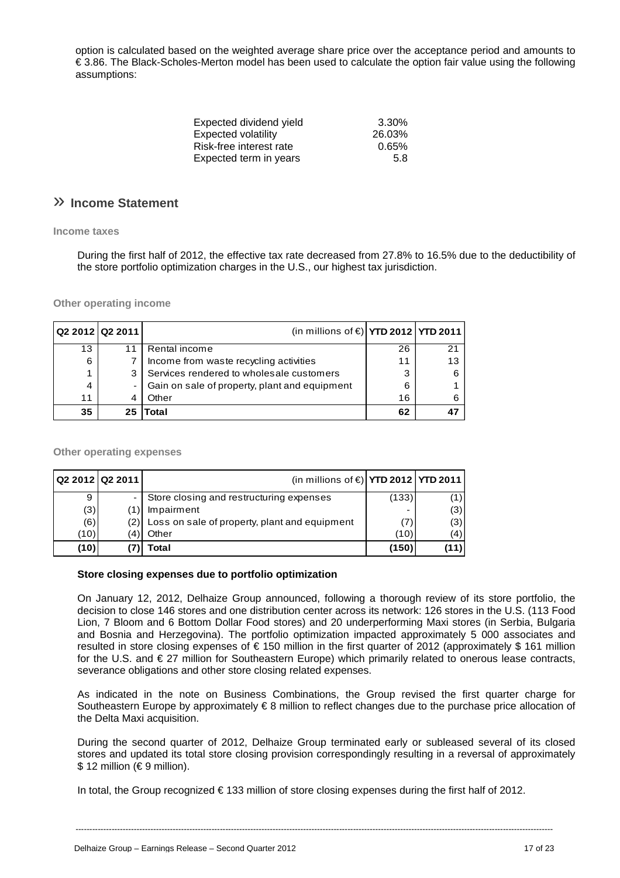option is calculated based on the weighted average share price over the acceptance period and amounts to € 3.86. The Black-Scholes-Merton model has been used to calculate the option fair value using the following assumptions:

| | |
|---|---|
| Expected dividend yield | 3.30% |
| Expected volatility | 26.03% |
| Risk-free interest rate | 0.65% |
| Expected term in years | 5.8 |

## » Income Statement

### Income taxes

During the first half of 2012, the effective tax rate decreased from 27.8% to 16.5% due to the deductibility of the store portfolio optimization charges in the U.S., our highest tax jurisdiction.

### Other operating income

| Q2 2012 | Q2 2011 | (in millions of €) | YTD 2012 | YTD 2011 |
|---|---|---|---|---|
| 13 | 11 | Rental income | 26 | 21 |
| 6 | 7 | Income from waste recycling activities | 11 | 13 |
| 1 | 3 | Services rendered to wholesale customers | 3 | 6 |
| 4 | - | Gain on sale of property, plant and equipment | 6 | 1 |
| 11 | 4 | Other | 16 | 6 |
| **35** | **25** | **Total** | **62** | **47** |

### Other operating expenses

| Q2 2012 | Q2 2011 | (in millions of €) | YTD 2012 | YTD 2011 |
|---|---|---|---|---|
| 9 | - | Store closing and restructuring expenses | (133) | (1) |
| (3) | (1) | Impairment | - | (3) |
| (6) | (2) | Loss on sale of property, plant and equipment | (7) | (3) |
| (10) | (4) | Other | (10) | (4) |
| **(10)** | **(7)** | **Total** | **(150)** | **(11)** |

**Store closing expenses due to portfolio optimization**

On January 12, 2012, Delhaize Group announced, following a thorough review of its store portfolio, the decision to close 146 stores and one distribution center across its network: 126 stores in the U.S. (113 Food Lion, 7 Bloom and 6 Bottom Dollar Food stores) and 20 underperforming Maxi stores (in Serbia, Bulgaria and Bosnia and Herzegovina). The portfolio optimization impacted approximately 5 000 associates and resulted in store closing expenses of € 150 million in the first quarter of 2012 (approximately $ 161 million for the U.S. and € 27 million for Southeastern Europe) which primarily related to onerous lease contracts, severance obligations and other store closing related expenses.

As indicated in the note on Business Combinations, the Group revised the first quarter charge for Southeastern Europe by approximately € 8 million to reflect changes due to the purchase price allocation of the Delta Maxi acquisition.

During the second quarter of 2012, Delhaize Group terminated early or subleased several of its closed stores and updated its total store closing provision correspondingly resulting in a reversal of approximately $ 12 million (€ 9 million).

In total, the Group recognized € 133 million of store closing expenses during the first half of 2012.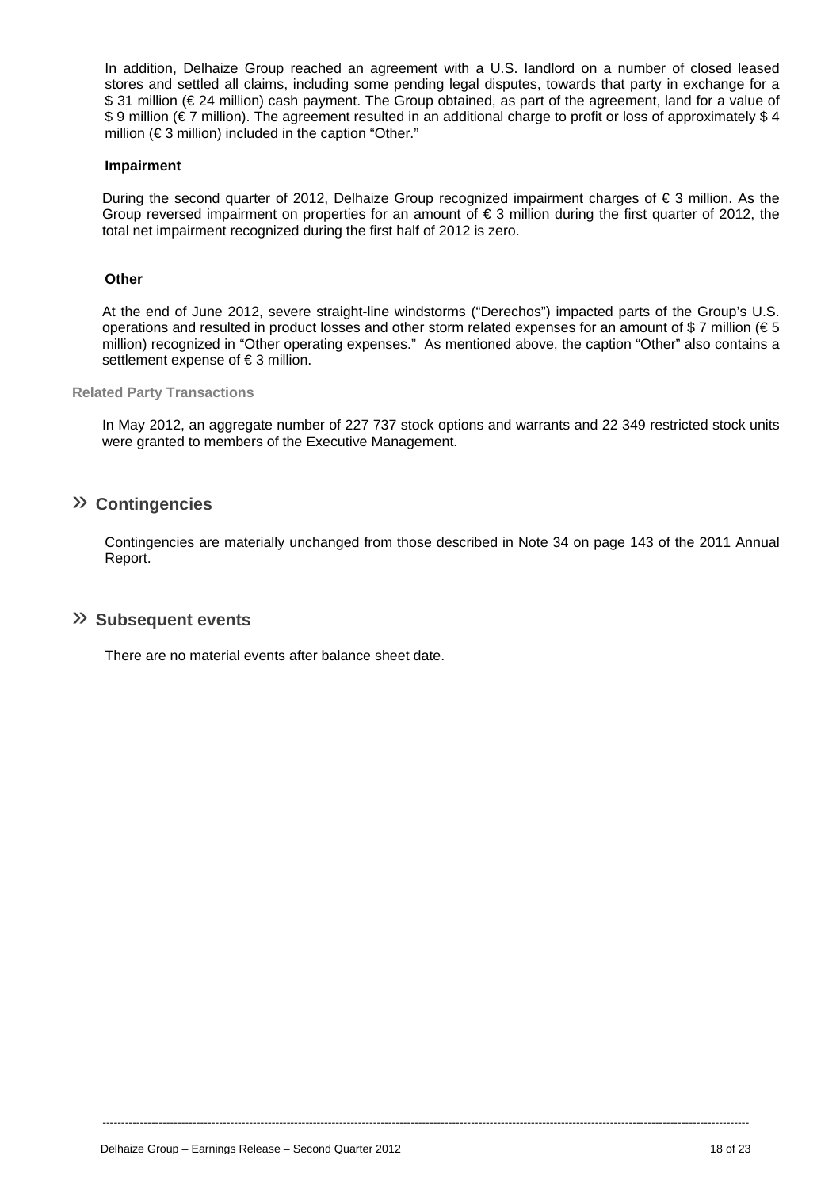In addition, Delhaize Group reached an agreement with a U.S. landlord on a number of closed leased stores and settled all claims, including some pending legal disputes, towards that party in exchange for a $ 31 million (€ 24 million) cash payment. The Group obtained, as part of the agreement, land for a value of $ 9 million (€ 7 million). The agreement resulted in an additional charge to profit or loss of approximately $ 4 million (€ 3 million) included in the caption "Other."

**Impairment**

During the second quarter of 2012, Delhaize Group recognized impairment charges of € 3 million. As the Group reversed impairment on properties for an amount of € 3 million during the first quarter of 2012, the total net impairment recognized during the first half of 2012 is zero.

**Other**

At the end of June 2012, severe straight-line windstorms ("Derechos") impacted parts of the Group's U.S. operations and resulted in product losses and other storm related expenses for an amount of $ 7 million (€ 5 million) recognized in "Other operating expenses." As mentioned above, the caption "Other" also contains a settlement expense of € 3 million.

**Related Party Transactions**

In May 2012, an aggregate number of 227 737 stock options and warrants and 22 349 restricted stock units were granted to members of the Executive Management.

## » Contingencies

Contingencies are materially unchanged from those described in Note 34 on page 143 of the 2011 Annual Report.

## » Subsequent events

There are no material events after balance sheet date.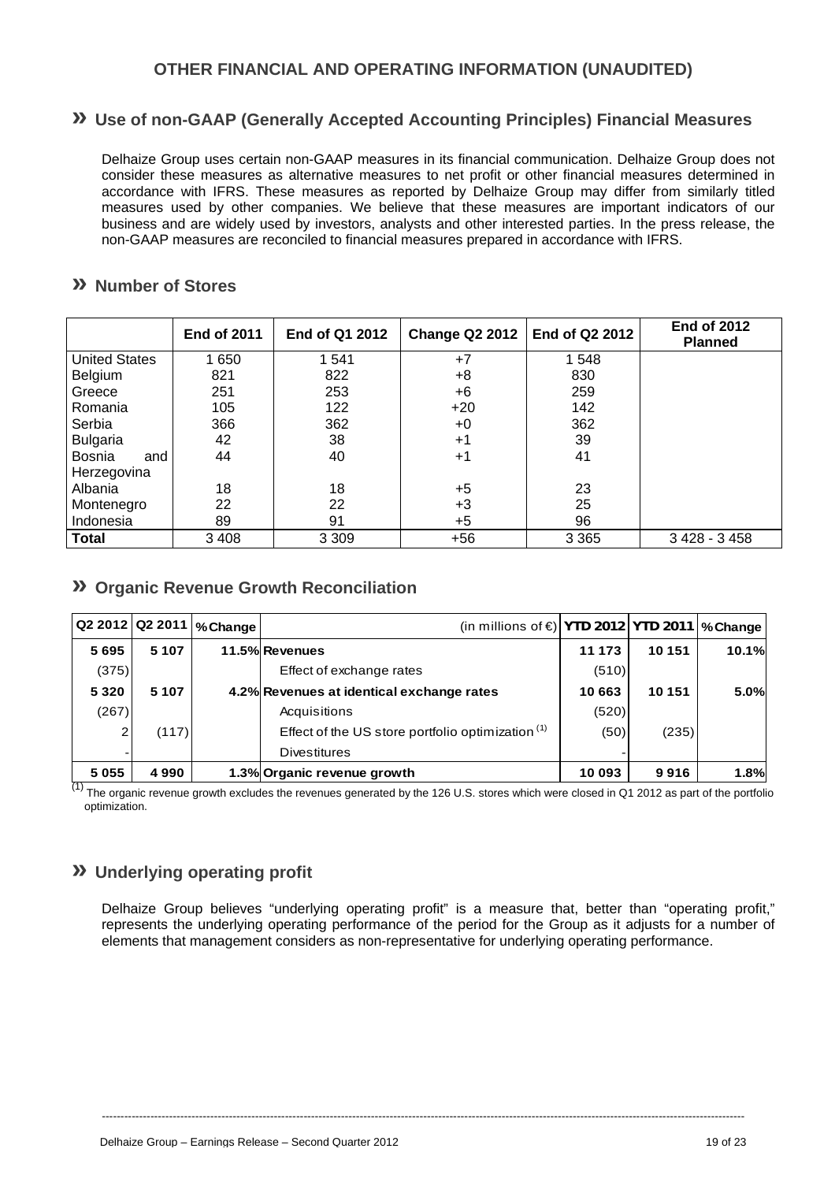# OTHER FINANCIAL AND OPERATING INFORMATION (UNAUDITED)

## » Use of non-GAAP (Generally Accepted Accounting Principles) Financial Measures

Delhaize Group uses certain non-GAAP measures in its financial communication. Delhaize Group does not consider these measures as alternative measures to net profit or other financial measures determined in accordance with IFRS. These measures as reported by Delhaize Group may differ from similarly titled measures used by other companies. We believe that these measures are important indicators of our business and are widely used by investors, analysts and other interested parties. In the press release, the non-GAAP measures are reconciled to financial measures prepared in accordance with IFRS.

## » Number of Stores

| | End of 2011 | End of Q1 2012 | Change Q2 2012 | End of Q2 2012 | End of 2012 Planned |
|---|---|---|---|---|---|
| United States | 1 650 | 1 541 | +7 | 1 548 | |
| Belgium | 821 | 822 | +8 | 830 | |
| Greece | 251 | 253 | +6 | 259 | |
| Romania | 105 | 122 | +20 | 142 | |
| Serbia | 366 | 362 | +0 | 362 | |
| Bulgaria | 42 | 38 | +1 | 39 | |
| Bosnia and Herzegovina | 44 | 40 | +1 | 41 | |
| Albania | 18 | 18 | +5 | 23 | |
| Montenegro | 22 | 22 | +3 | 25 | |
| Indonesia | 89 | 91 | +5 | 96 | |
| **Total** | 3 408 | 3 309 | +56 | 3 365 | 3 428 - 3 458 |

## » Organic Revenue Growth Reconciliation

| Q2 2012 | Q2 2011 | % Change | (in millions of €) | YTD 2012 | YTD 2011 | % Change |
|---|---|---|---|---|---|---|
| **5 695** | **5 107** | **11.5%** | **Revenues** | **11 173** | **10 151** | **10.1%** |
| (375) | | | Effect of exchange rates | (510) | | |
| **5 320** | **5 107** | **4.2%** | **Revenues at identical exchange rates** | **10 663** | **10 151** | **5.0%** |
| (267) | | | Acquisitions | (520) | | |
| 2 | (117) | | Effect of the US store portfolio optimization [1] | (50) | (235) | |
| - | | | Divestitures | - | | |
| **5 055** | **4 990** | **1.3%** | **Organic revenue growth** | **10 093** | **9 916** | **1.8%** |

[1] The organic revenue growth excludes the revenues generated by the 126 U.S. stores which were closed in Q1 2012 as part of the portfolio optimization.

## » Underlying operating profit

Delhaize Group believes "underlying operating profit" is a measure that, better than "operating profit," represents the underlying operating performance of the period for the Group as it adjusts for a number of elements that management considers as non-representative for underlying operating performance.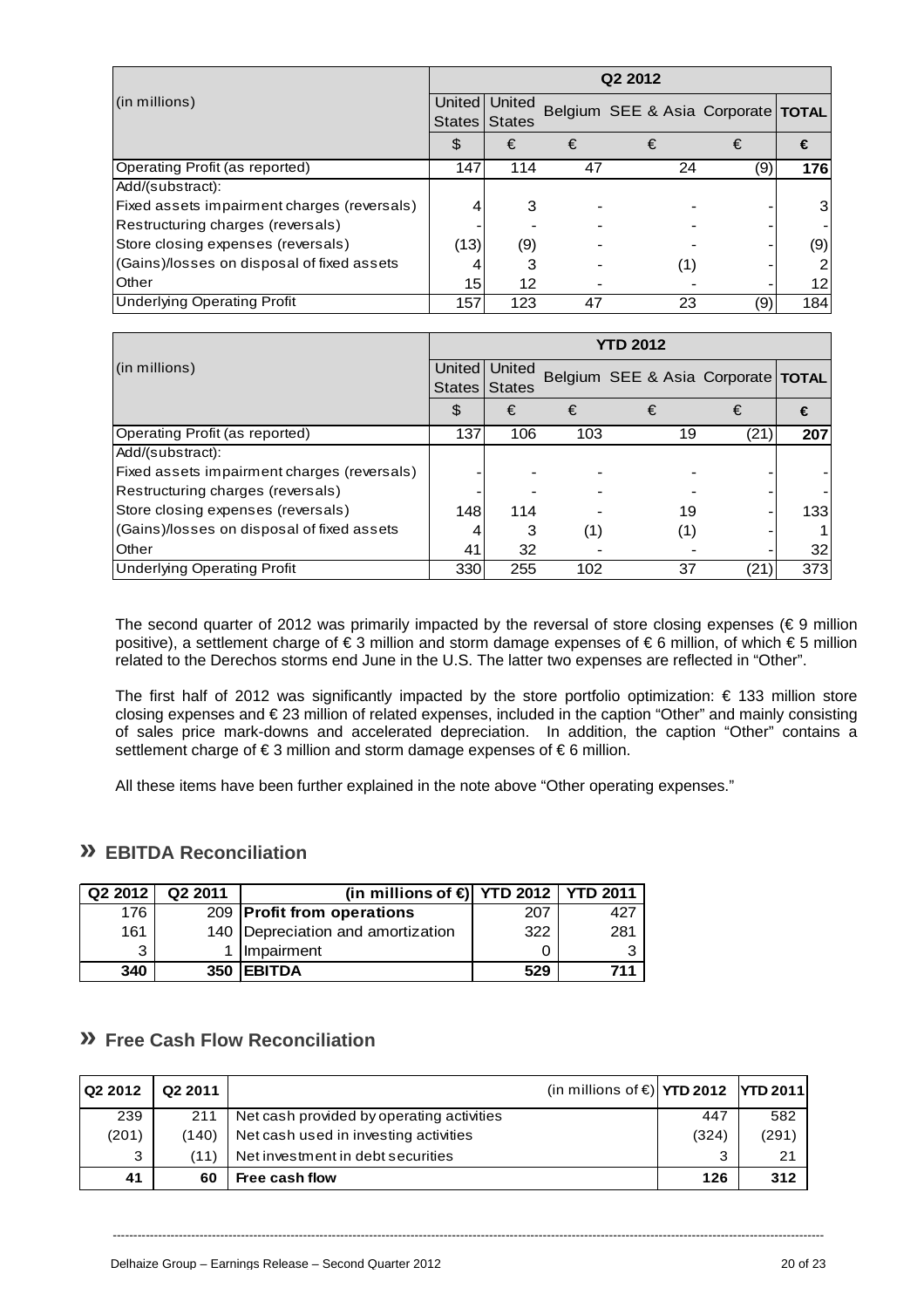| (in millions) | Q2 2012 | | | | | |
|---|---|---|---|---|---|---|
| | United States | United States | Belgium | SEE & Asia | Corporate | **TOTAL** |
| | $ | € | € | € | € | **€** |
| Operating Profit (as reported) | 147 | 114 | 47 | 24 | (9) | **176** |
| Add/(substract): | | | | | | |
| Fixed assets impairment charges (reversals) | 4 | 3 | - | - | - | 3 |
| Restructuring charges (reversals) | - | - | - | - | - | - |
| Store closing expenses (reversals) | (13) | (9) | - | - | - | (9) |
| (Gains)/losses on disposal of fixed assets | 4 | 3 | - | (1) | - | 2 |
| Other | 15 | 12 | - | - | - | 12 |
| Underlying Operating Profit | 157 | 123 | 47 | 23 | (9) | 184 |

| (in millions) | YTD 2012 | | | | | |
|---|---|---|---|---|---|---|
| | United States | United States | Belgium | SEE & Asia | Corporate | **TOTAL** |
| | $ | € | € | € | € | **€** |
| Operating Profit (as reported) | 137 | 106 | 103 | 19 | (21) | **207** |
| Add/(substract): | | | | | | |
| Fixed assets impairment charges (reversals) | - | - | - | - | - | - |
| Restructuring charges (reversals) | - | - | - | - | - | - |
| Store closing expenses (reversals) | 148 | 114 | - | 19 | - | 133 |
| (Gains)/losses on disposal of fixed assets | 4 | 3 | (1) | (1) | - | 1 |
| Other | 41 | 32 | - | - | - | 32 |
| Underlying Operating Profit | 330 | 255 | 102 | 37 | (21) | 373 |

The second quarter of 2012 was primarily impacted by the reversal of store closing expenses (€ 9 million positive), a settlement charge of € 3 million and storm damage expenses of € 6 million, of which € 5 million related to the Derechos storms end June in the U.S. The latter two expenses are reflected in "Other".

The first half of 2012 was significantly impacted by the store portfolio optimization: € 133 million store closing expenses and € 23 million of related expenses, included in the caption "Other" and mainly consisting of sales price mark-downs and accelerated depreciation. In addition, the caption "Other" contains a settlement charge of € 3 million and storm damage expenses of € 6 million.

All these items have been further explained in the note above "Other operating expenses."

## » EBITDA Reconciliation

| Q2 2012 | Q2 2011 | (in millions of €) | YTD 2012 | YTD 2011 |
|---|---|---|---|---|
| 176 | 209 | **Profit from operations** | 207 | 427 |
| 161 | 140 | Depreciation and amortization | 322 | 281 |
| 3 | 1 | Impairment | 0 | 3 |
| **340** | **350** | **EBITDA** | **529** | **711** |

## » Free Cash Flow Reconciliation

| Q2 2012 | Q2 2011 | (in millions of €) | YTD 2012 | YTD 2011 |
|---|---|---|---|---|
| 239 | 211 | Net cash provided by operating activities | 447 | 582 |
| (201) | (140) | Net cash used in investing activities | (324) | (291) |
| 3 | (11) | Net investment in debt securities | 3 | 21 |
| **41** | **60** | **Free cash flow** | **126** | **312** |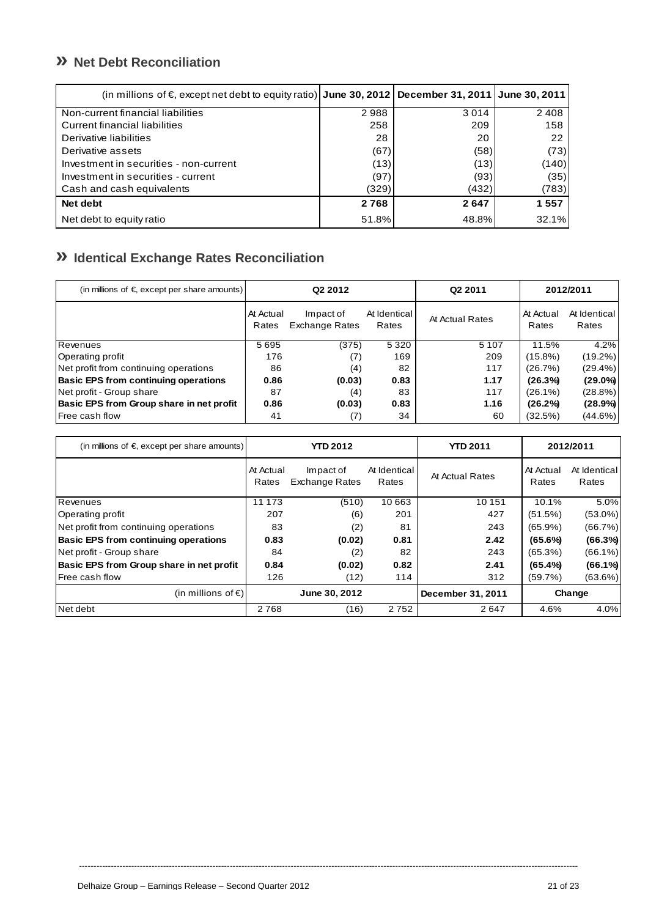## » Net Debt Reconciliation

| (in millions of €, except net debt to equity ratio) | June 30, 2012 | December 31, 2011 | June 30, 2011 |
|---|---|---|---|
| Non-current financial liabilities | 2 988 | 3 014 | 2 408 |
| Current financial liabilities | 258 | 209 | 158 |
| Derivative liabilities | 28 | 20 | 22 |
| Derivative assets | (67) | (58) | (73) |
| Investment in securities - non-current | (13) | (13) | (140) |
| Investment in securities - current | (97) | (93) | (35) |
| Cash and cash equivalents | (329) | (432) | (783) |
| **Net debt** | **2 768** | **2 647** | **1 557** |
| Net debt to equity ratio | 51.8% | 48.8% | 32.1% |

## » Identical Exchange Rates Reconciliation

| (in millions of €, except per share amounts) | Q2 2012 | | | Q2 2011 | 2012/2011 | |
|---|---|---|---|---|---|---|
| | At Actual Rates | Impact of Exchange Rates | At Identical Rates | At Actual Rates | At Actual Rates | At Identical Rates |
| Revenues | 5 695 | (375) | 5 320 | 5 107 | 11.5% | 4.2% |
| Operating profit | 176 | (7) | 169 | 209 | (15.8%) | (19.2%) |
| Net profit from continuing operations | 86 | (4) | 82 | 117 | (26.7%) | (29.4%) |
| **Basic EPS from continuing operations** | **0.86** | **(0.03)** | **0.83** | **1.17** | **(26.3%)** | **(29.0%)** |
| Net profit - Group share | 87 | (4) | 83 | 117 | (26.1%) | (28.8%) |
| **Basic EPS from Group share in net profit** | **0.86** | **(0.03)** | **0.83** | **1.16** | **(26.2%)** | **(28.9%)** |
| Free cash flow | 41 | (7) | 34 | 60 | (32.5%) | (44.6%) |

| (in millions of €, except per share amounts) | YTD 2012 | | | YTD 2011 | 2012/2011 | |
|---|---|---|---|---|---|---|
| | At Actual Rates | Impact of Exchange Rates | At Identical Rates | At Actual Rates | At Actual Rates | At Identical Rates |
| Revenues | 11 173 | (510) | 10 663 | 10 151 | 10.1% | 5.0% |
| Operating profit | 207 | (6) | 201 | 427 | (51.5%) | (53.0%) |
| Net profit from continuing operations | 83 | (2) | 81 | 243 | (65.9%) | (66.7%) |
| **Basic EPS from continuing operations** | **0.83** | **(0.02)** | **0.81** | **2.42** | **(65.6%)** | **(66.3%)** |
| Net profit - Group share | 84 | (2) | 82 | 243 | (65.3%) | (66.1%) |
| **Basic EPS from Group share in net profit** | **0.84** | **(0.02)** | **0.82** | **2.41** | **(65.4%)** | **(66.1%)** |
| Free cash flow | 126 | (12) | 114 | 312 | (59.7%) | (63.6%) |
| (in millions of €) | **June 30, 2012** | | | **December 31, 2011** | **Change** | |
| Net debt | 2 768 | (16) | 2 752 | 2 647 | 4.6% | 4.0% |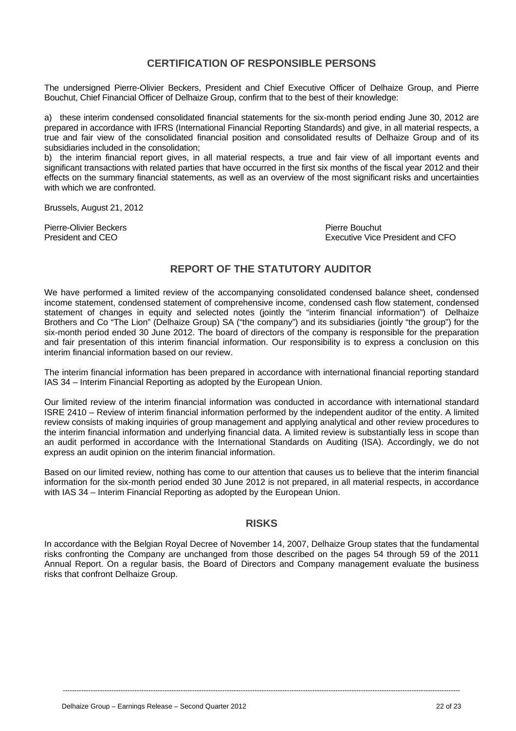## CERTIFICATION OF RESPONSIBLE PERSONS

The undersigned Pierre-Olivier Beckers, President and Chief Executive Officer of Delhaize Group, and Pierre Bouchut, Chief Financial Officer of Delhaize Group, confirm that to the best of their knowledge:

a) these interim condensed consolidated financial statements for the six-month period ending June 30, 2012 are prepared in accordance with IFRS (International Financial Reporting Standards) and give, in all material respects, a true and fair view of the consolidated financial position and consolidated results of Delhaize Group and of its subsidiaries included in the consolidation;
b) the interim financial report gives, in all material respects, a true and fair view of all important events and significant transactions with related parties that have occurred in the first six months of the fiscal year 2012 and their effects on the summary financial statements, as well as an overview of the most significant risks and uncertainties with which we are confronted.

Brussels, August 21, 2012

Pierre-Olivier Beckers
President and CEO

Pierre Bouchut
Executive Vice President and CFO

## REPORT OF THE STATUTORY AUDITOR

We have performed a limited review of the accompanying consolidated condensed balance sheet, condensed income statement, condensed statement of comprehensive income, condensed cash flow statement, condensed statement of changes in equity and selected notes (jointly the "interim financial information") of Delhaize Brothers and Co "The Lion" (Delhaize Group) SA ("the company") and its subsidiaries (jointly "the group") for the six-month period ended 30 June 2012. The board of directors of the company is responsible for the preparation and fair presentation of this interim financial information. Our responsibility is to express a conclusion on this interim financial information based on our review.

The interim financial information has been prepared in accordance with international financial reporting standard IAS 34 – Interim Financial Reporting as adopted by the European Union.

Our limited review of the interim financial information was conducted in accordance with international standard ISRE 2410 – Review of interim financial information performed by the independent auditor of the entity. A limited review consists of making inquiries of group management and applying analytical and other review procedures to the interim financial information and underlying financial data. A limited review is substantially less in scope than an audit performed in accordance with the International Standards on Auditing (ISA). Accordingly, we do not express an audit opinion on the interim financial information.

Based on our limited review, nothing has come to our attention that causes us to believe that the interim financial information for the six-month period ended 30 June 2012 is not prepared, in all material respects, in accordance with IAS 34 – Interim Financial Reporting as adopted by the European Union.

## RISKS

In accordance with the Belgian Royal Decree of November 14, 2007, Delhaize Group states that the fundamental risks confronting the Company are unchanged from those described on the pages 54 through 59 of the 2011 Annual Report. On a regular basis, the Board of Directors and Company management evaluate the business risks that confront Delhaize Group.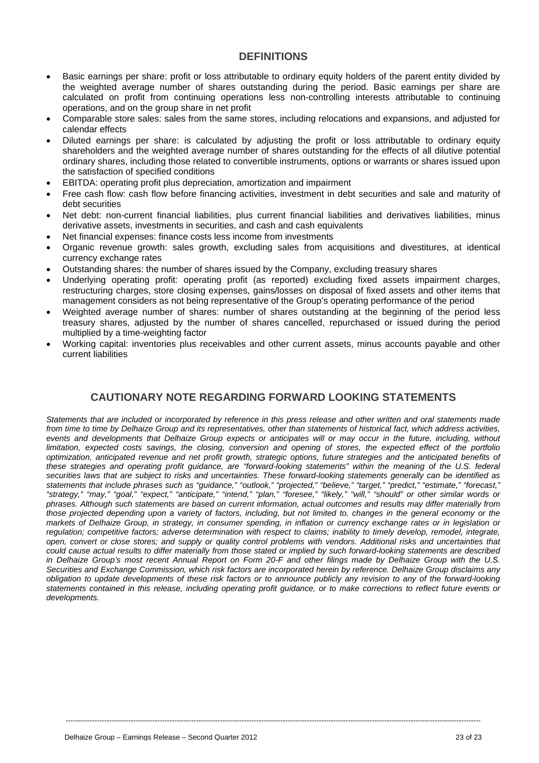## DEFINITIONS

- Basic earnings per share: profit or loss attributable to ordinary equity holders of the parent entity divided by the weighted average number of shares outstanding during the period. Basic earnings per share are calculated on profit from continuing operations less non-controlling interests attributable to continuing operations, and on the group share in net profit
- Comparable store sales: sales from the same stores, including relocations and expansions, and adjusted for calendar effects
- Diluted earnings per share: is calculated by adjusting the profit or loss attributable to ordinary equity shareholders and the weighted average number of shares outstanding for the effects of all dilutive potential ordinary shares, including those related to convertible instruments, options or warrants or shares issued upon the satisfaction of specified conditions
- EBITDA: operating profit plus depreciation, amortization and impairment
- Free cash flow: cash flow before financing activities, investment in debt securities and sale and maturity of debt securities
- Net debt: non-current financial liabilities, plus current financial liabilities and derivatives liabilities, minus derivative assets, investments in securities, and cash and cash equivalents
- Net financial expenses: finance costs less income from investments
- Organic revenue growth: sales growth, excluding sales from acquisitions and divestitures, at identical currency exchange rates
- Outstanding shares: the number of shares issued by the Company, excluding treasury shares
- Underlying operating profit: operating profit (as reported) excluding fixed assets impairment charges, restructuring charges, store closing expenses, gains/losses on disposal of fixed assets and other items that management considers as not being representative of the Group's operating performance of the period
- Weighted average number of shares: number of shares outstanding at the beginning of the period less treasury shares, adjusted by the number of shares cancelled, repurchased or issued during the period multiplied by a time-weighting factor
- Working capital: inventories plus receivables and other current assets, minus accounts payable and other current liabilities

## CAUTIONARY NOTE REGARDING FORWARD LOOKING STATEMENTS

*Statements that are included or incorporated by reference in this press release and other written and oral statements made from time to time by Delhaize Group and its representatives, other than statements of historical fact, which address activities, events and developments that Delhaize Group expects or anticipates will or may occur in the future, including, without limitation, expected costs savings, the closing, conversion and opening of stores, the expected effect of the portfolio optimization, anticipated revenue and net profit growth, strategic options, future strategies and the anticipated benefits of these strategies and operating profit guidance, are "forward-looking statements" within the meaning of the U.S. federal securities laws that are subject to risks and uncertainties. These forward-looking statements generally can be identified as statements that include phrases such as "guidance," "outlook," "projected," "believe," "target," "predict," "estimate," "forecast," "strategy," "may," "goal," "expect," "anticipate," "intend," "plan," "foresee," "likely," "will," "should" or other similar words or phrases. Although such statements are based on current information, actual outcomes and results may differ materially from those projected depending upon a variety of factors, including, but not limited to, changes in the general economy or the markets of Delhaize Group, in strategy, in consumer spending, in inflation or currency exchange rates or in legislation or regulation; competitive factors; adverse determination with respect to claims; inability to timely develop, remodel, integrate, open, convert or close stores; and supply or quality control problems with vendors. Additional risks and uncertainties that could cause actual results to differ materially from those stated or implied by such forward-looking statements are described in Delhaize Group's most recent Annual Report on Form 20-F and other filings made by Delhaize Group with the U.S. Securities and Exchange Commission, which risk factors are incorporated herein by reference. Delhaize Group disclaims any obligation to update developments of these risk factors or to announce publicly any revision to any of the forward-looking statements contained in this release, including operating profit guidance, or to make corrections to reflect future events or developments.*